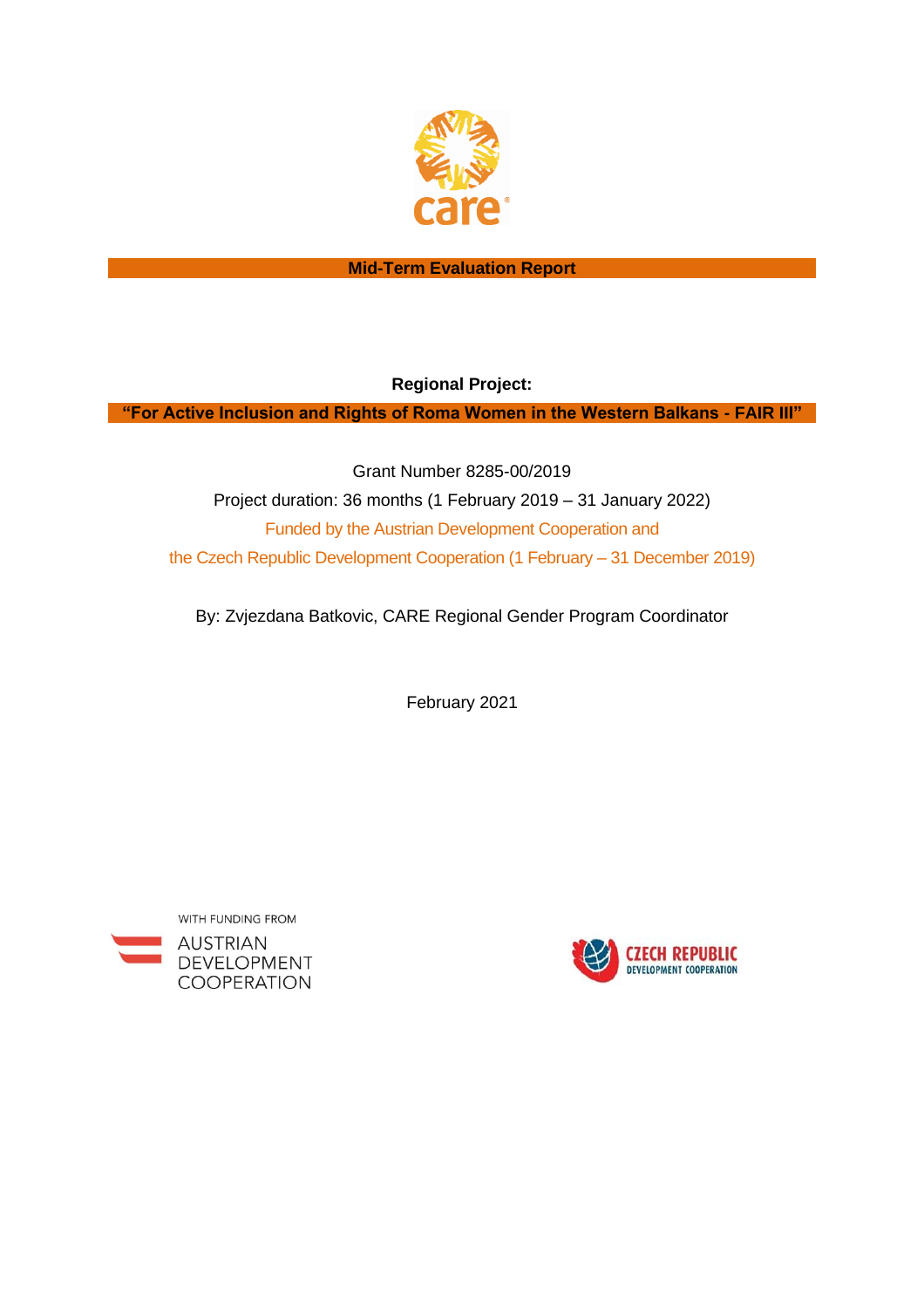**Mid-Term Evaluation Report**

**Regional Project:**

**"For Active Inclusion and Rights of Roma Women in the Western Balkans - FAIR III"**

Grant Number 8285-00/2019

Project duration: 36 months (1 February 2019 – 31 January 2022)

Funded by the Austrian Development Cooperation and

the Czech Republic Development Cooperation (1 February – 31 December 2019)

By: Zvjezdana Batkovic, CARE Regional Gender Program Coordinator

February 2021

WITH FUNDING FROM

AUSTRIAN DEVELOPMENT COOPERATION

CZECH REPUBLIC DEVELOPMENT COOPERATION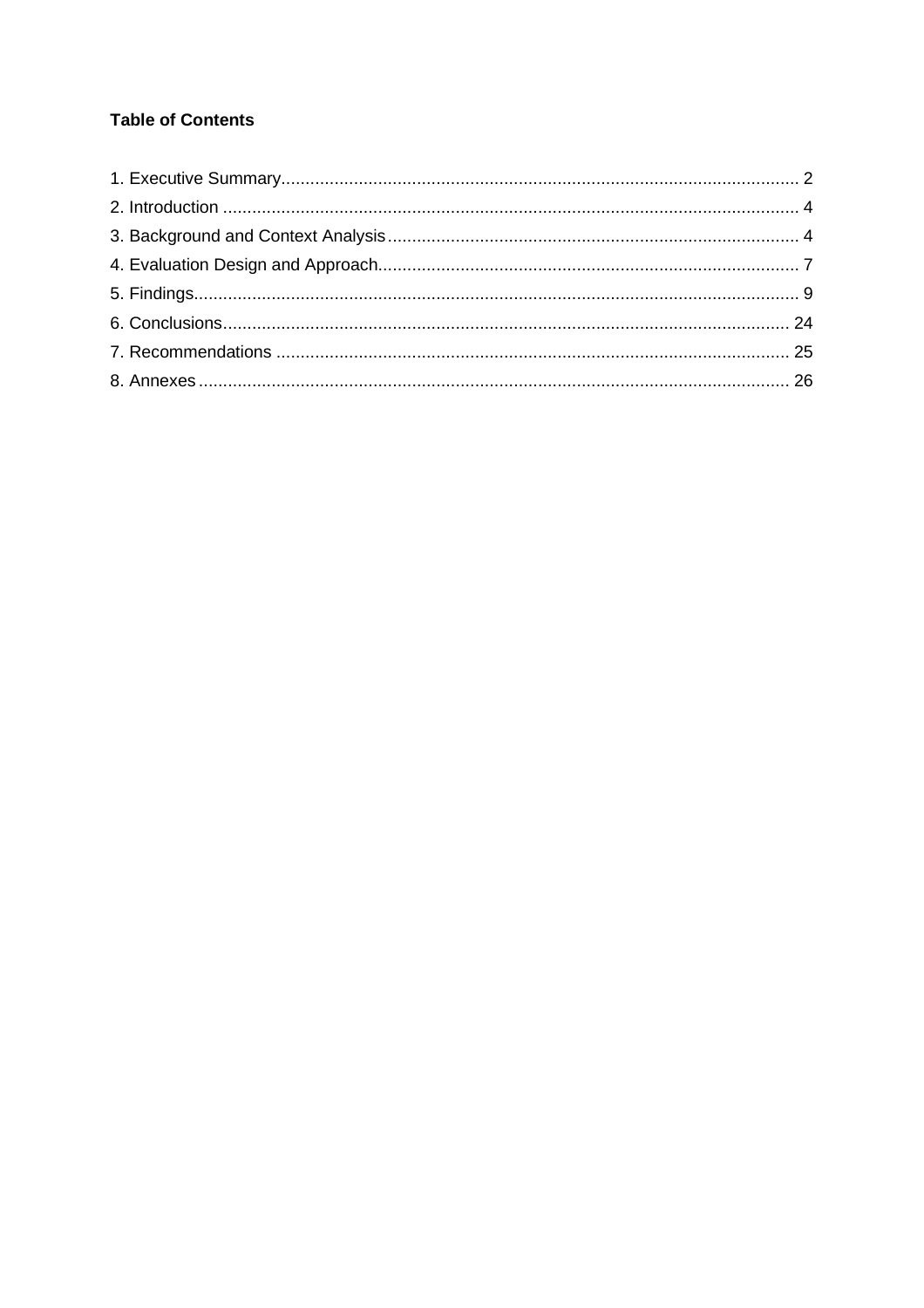**Table of Contents**

1. Executive Summary........................................................................................................ 2
2. Introduction ................................................................................................................. 4
3. Background and Context Analysis ................................................................................ 4
4. Evaluation Design and Approach.................................................................................. 7
5. Findings....................................................................................................................... 9
6. Conclusions................................................................................................................ 24
7. Recommendations ..................................................................................................... 25
8. Annexes ..................................................................................................................... 26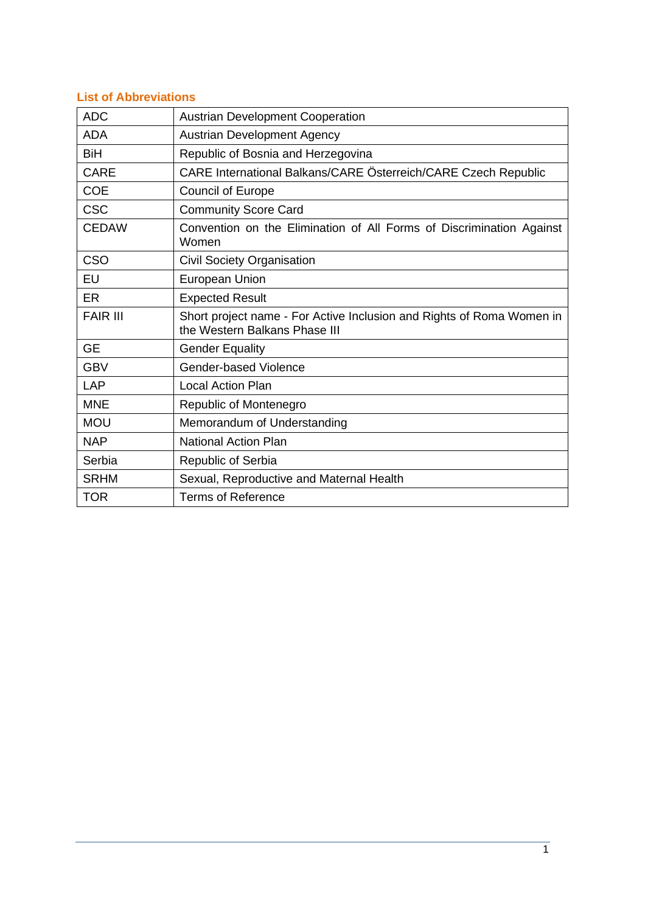## List of Abbreviations

| ADC | Austrian Development Cooperation |
|---|---|
| ADA | Austrian Development Agency |
| BiH | Republic of Bosnia and Herzegovina |
| CARE | CARE International Balkans/CARE Österreich/CARE Czech Republic |
| COE | Council of Europe |
| CSC | Community Score Card |
| CEDAW | Convention on the Elimination of All Forms of Discrimination Against Women |
| CSO | Civil Society Organisation |
| EU | European Union |
| ER | Expected Result |
| FAIR III | Short project name - For Active Inclusion and Rights of Roma Women in the Western Balkans Phase III |
| GE | Gender Equality |
| GBV | Gender-based Violence |
| LAP | Local Action Plan |
| MNE | Republic of Montenegro |
| MOU | Memorandum of Understanding |
| NAP | National Action Plan |
| Serbia | Republic of Serbia |
| SRHM | Sexual, Reproductive and Maternal Health |
| TOR | Terms of Reference |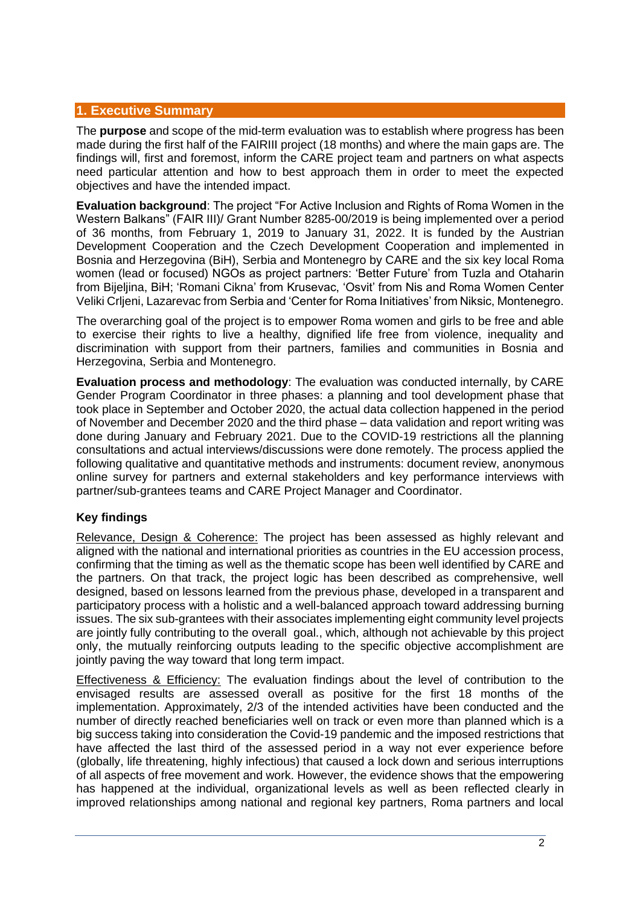## 1. Executive Summary

The **purpose** and scope of the mid-term evaluation was to establish where progress has been made during the first half of the FAIRIII project (18 months) and where the main gaps are. The findings will, first and foremost, inform the CARE project team and partners on what aspects need particular attention and how to best approach them in order to meet the expected objectives and have the intended impact.

**Evaluation background**: The project "For Active Inclusion and Rights of Roma Women in the Western Balkans" (FAIR III)/ Grant Number 8285-00/2019 is being implemented over a period of 36 months, from February 1, 2019 to January 31, 2022. It is funded by the Austrian Development Cooperation and the Czech Development Cooperation and implemented in Bosnia and Herzegovina (BiH), Serbia and Montenegro by CARE and the six key local Roma women (lead or focused) NGOs as project partners: 'Better Future' from Tuzla and Otaharin from Bijeljina, BiH; 'Romani Cikna' from Krusevac, 'Osvit' from Nis and Roma Women Center Veliki Crljeni, Lazarevac from Serbia and 'Center for Roma Initiatives' from Niksic, Montenegro.

The overarching goal of the project is to empower Roma women and girls to be free and able to exercise their rights to live a healthy, dignified life free from violence, inequality and discrimination with support from their partners, families and communities in Bosnia and Herzegovina, Serbia and Montenegro.

**Evaluation process and methodology**: The evaluation was conducted internally, by CARE Gender Program Coordinator in three phases: a planning and tool development phase that took place in September and October 2020, the actual data collection happened in the period of November and December 2020 and the third phase – data validation and report writing was done during January and February 2021. Due to the COVID-19 restrictions all the planning consultations and actual interviews/discussions were done remotely. The process applied the following qualitative and quantitative methods and instruments: document review, anonymous online survey for partners and external stakeholders and key performance interviews with partner/sub-grantees teams and CARE Project Manager and Coordinator.

### Key findings

Relevance, Design & Coherence: The project has been assessed as highly relevant and aligned with the national and international priorities as countries in the EU accession process, confirming that the timing as well as the thematic scope has been well identified by CARE and the partners. On that track, the project logic has been described as comprehensive, well designed, based on lessons learned from the previous phase, developed in a transparent and participatory process with a holistic and a well-balanced approach toward addressing burning issues. The six sub-grantees with their associates implementing eight community level projects are jointly fully contributing to the overall goal., which, although not achievable by this project only, the mutually reinforcing outputs leading to the specific objective accomplishment are jointly paving the way toward that long term impact.

Effectiveness & Efficiency: The evaluation findings about the level of contribution to the envisaged results are assessed overall as positive for the first 18 months of the implementation. Approximately, 2/3 of the intended activities have been conducted and the number of directly reached beneficiaries well on track or even more than planned which is a big success taking into consideration the Covid-19 pandemic and the imposed restrictions that have affected the last third of the assessed period in a way not ever experience before (globally, life threatening, highly infectious) that caused a lock down and serious interruptions of all aspects of free movement and work. However, the evidence shows that the empowering has happened at the individual, organizational levels as well as been reflected clearly in improved relationships among national and regional key partners, Roma partners and local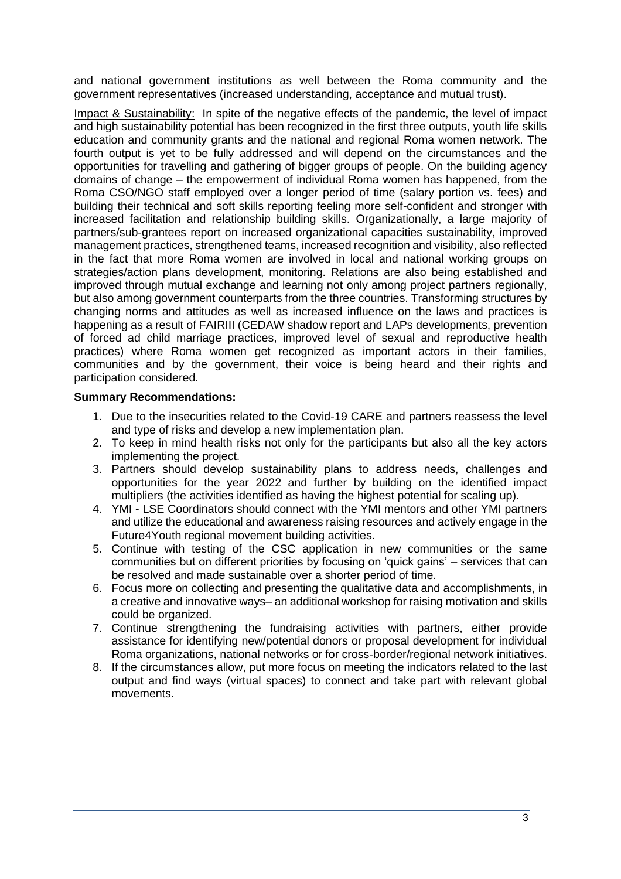and national government institutions as well between the Roma community and the government representatives (increased understanding, acceptance and mutual trust).

Impact & Sustainability: In spite of the negative effects of the pandemic, the level of impact and high sustainability potential has been recognized in the first three outputs, youth life skills education and community grants and the national and regional Roma women network. The fourth output is yet to be fully addressed and will depend on the circumstances and the opportunities for travelling and gathering of bigger groups of people. On the building agency domains of change – the empowerment of individual Roma women has happened, from the Roma CSO/NGO staff employed over a longer period of time (salary portion vs. fees) and building their technical and soft skills reporting feeling more self-confident and stronger with increased facilitation and relationship building skills. Organizationally, a large majority of partners/sub-grantees report on increased organizational capacities sustainability, improved management practices, strengthened teams, increased recognition and visibility, also reflected in the fact that more Roma women are involved in local and national working groups on strategies/action plans development, monitoring. Relations are also being established and improved through mutual exchange and learning not only among project partners regionally, but also among government counterparts from the three countries. Transforming structures by changing norms and attitudes as well as increased influence on the laws and practices is happening as a result of FAIRIII (CEDAW shadow report and LAPs developments, prevention of forced ad child marriage practices, improved level of sexual and reproductive health practices) where Roma women get recognized as important actors in their families, communities and by the government, their voice is being heard and their rights and participation considered.

**Summary Recommendations:**

1. Due to the insecurities related to the Covid-19 CARE and partners reassess the level and type of risks and develop a new implementation plan.
2. To keep in mind health risks not only for the participants but also all the key actors implementing the project.
3. Partners should develop sustainability plans to address needs, challenges and opportunities for the year 2022 and further by building on the identified impact multipliers (the activities identified as having the highest potential for scaling up).
4. YMI - LSE Coordinators should connect with the YMI mentors and other YMI partners and utilize the educational and awareness raising resources and actively engage in the Future4Youth regional movement building activities.
5. Continue with testing of the CSC application in new communities or the same communities but on different priorities by focusing on 'quick gains' – services that can be resolved and made sustainable over a shorter period of time.
6. Focus more on collecting and presenting the qualitative data and accomplishments, in a creative and innovative ways– an additional workshop for raising motivation and skills could be organized.
7. Continue strengthening the fundraising activities with partners, either provide assistance for identifying new/potential donors or proposal development for individual Roma organizations, national networks or for cross-border/regional network initiatives.
8. If the circumstances allow, put more focus on meeting the indicators related to the last output and find ways (virtual spaces) to connect and take part with relevant global movements.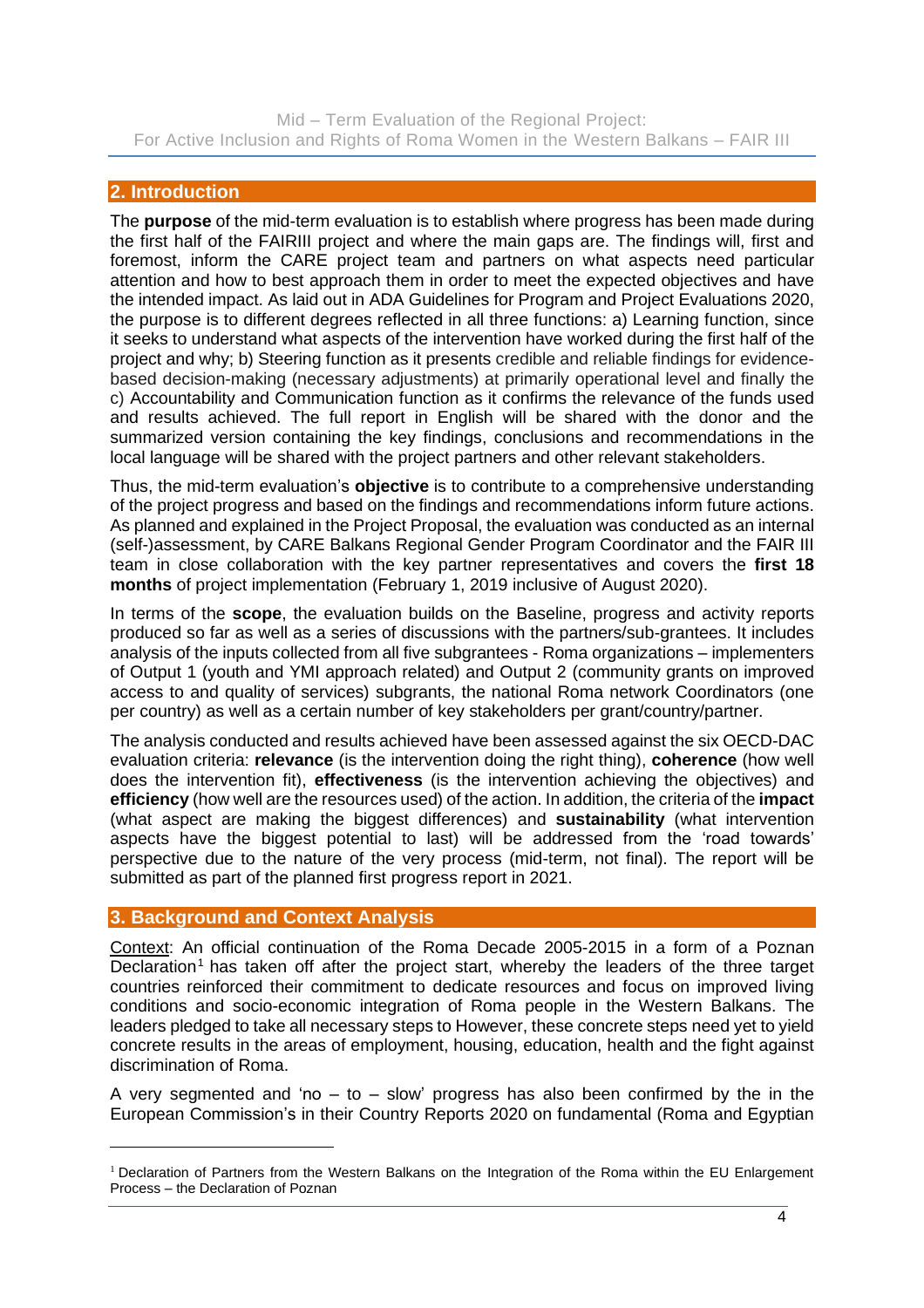## 2. Introduction

The **purpose** of the mid-term evaluation is to establish where progress has been made during the first half of the FAIRIII project and where the main gaps are. The findings will, first and foremost, inform the CARE project team and partners on what aspects need particular attention and how to best approach them in order to meet the expected objectives and have the intended impact. As laid out in ADA Guidelines for Program and Project Evaluations 2020, the purpose is to different degrees reflected in all three functions: a) Learning function, since it seeks to understand what aspects of the intervention have worked during the first half of the project and why; b) Steering function as it presents credible and reliable findings for evidence-based decision-making (necessary adjustments) at primarily operational level and finally the c) Accountability and Communication function as it confirms the relevance of the funds used and results achieved. The full report in English will be shared with the donor and the summarized version containing the key findings, conclusions and recommendations in the local language will be shared with the project partners and other relevant stakeholders.

Thus, the mid-term evaluation's **objective** is to contribute to a comprehensive understanding of the project progress and based on the findings and recommendations inform future actions. As planned and explained in the Project Proposal, the evaluation was conducted as an internal (self-)assessment, by CARE Balkans Regional Gender Program Coordinator and the FAIR III team in close collaboration with the key partner representatives and covers the **first 18 months** of project implementation (February 1, 2019 inclusive of August 2020).

In terms of the **scope**, the evaluation builds on the Baseline, progress and activity reports produced so far as well as a series of discussions with the partners/sub-grantees. It includes analysis of the inputs collected from all five subgrantees - Roma organizations – implementers of Output 1 (youth and YMI approach related) and Output 2 (community grants on improved access to and quality of services) subgrants, the national Roma network Coordinators (one per country) as well as a certain number of key stakeholders per grant/country/partner.

The analysis conducted and results achieved have been assessed against the six OECD-DAC evaluation criteria: **relevance** (is the intervention doing the right thing), **coherence** (how well does the intervention fit), **effectiveness** (is the intervention achieving the objectives) and **efficiency** (how well are the resources used) of the action. In addition, the criteria of the **impact** (what aspect are making the biggest differences) and **sustainability** (what intervention aspects have the biggest potential to last) will be addressed from the 'road towards' perspective due to the nature of the very process (mid-term, not final). The report will be submitted as part of the planned first progress report in 2021.

## 3. Background and Context Analysis

Context: An official continuation of the Roma Decade 2005-2015 in a form of a Poznan Declaration[1] has taken off after the project start, whereby the leaders of the three target countries reinforced their commitment to dedicate resources and focus on improved living conditions and socio-economic integration of Roma people in the Western Balkans. The leaders pledged to take all necessary steps to However, these concrete steps need yet to yield concrete results in the areas of employment, housing, education, health and the fight against discrimination of Roma.

A very segmented and 'no – to – slow' progress has also been confirmed by the in the European Commission's in their Country Reports 2020 on fundamental (Roma and Egyptian

[1] Declaration of Partners from the Western Balkans on the Integration of the Roma within the EU Enlargement Process – the Declaration of Poznan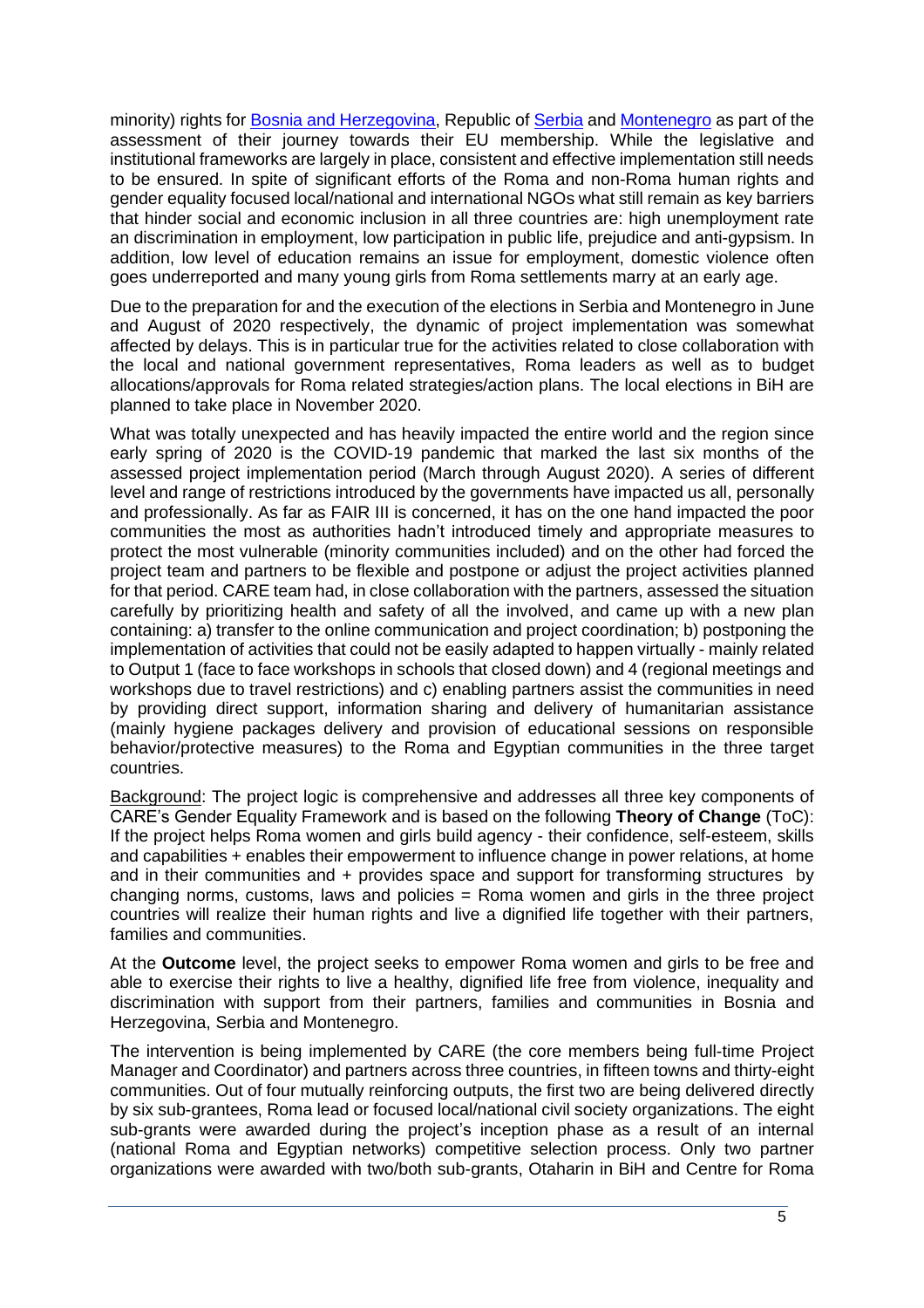minority) rights for [Bosnia and Herzegovina](), Republic of [Serbia]() and [Montenegro]() as part of the assessment of their journey towards their EU membership. While the legislative and institutional frameworks are largely in place, consistent and effective implementation still needs to be ensured. In spite of significant efforts of the Roma and non-Roma human rights and gender equality focused local/national and international NGOs what still remain as key barriers that hinder social and economic inclusion in all three countries are: high unemployment rate an discrimination in employment, low participation in public life, prejudice and anti-gypsism. In addition, low level of education remains an issue for employment, domestic violence often goes underreported and many young girls from Roma settlements marry at an early age.

Due to the preparation for and the execution of the elections in Serbia and Montenegro in June and August of 2020 respectively, the dynamic of project implementation was somewhat affected by delays. This is in particular true for the activities related to close collaboration with the local and national government representatives, Roma leaders as well as to budget allocations/approvals for Roma related strategies/action plans. The local elections in BiH are planned to take place in November 2020.

What was totally unexpected and has heavily impacted the entire world and the region since early spring of 2020 is the COVID-19 pandemic that marked the last six months of the assessed project implementation period (March through August 2020). A series of different level and range of restrictions introduced by the governments have impacted us all, personally and professionally. As far as FAIR III is concerned, it has on the one hand impacted the poor communities the most as authorities hadn't introduced timely and appropriate measures to protect the most vulnerable (minority communities included) and on the other had forced the project team and partners to be flexible and postpone or adjust the project activities planned for that period. CARE team had, in close collaboration with the partners, assessed the situation carefully by prioritizing health and safety of all the involved, and came up with a new plan containing: a) transfer to the online communication and project coordination; b) postponing the implementation of activities that could not be easily adapted to happen virtually - mainly related to Output 1 (face to face workshops in schools that closed down) and 4 (regional meetings and workshops due to travel restrictions) and c) enabling partners assist the communities in need by providing direct support, information sharing and delivery of humanitarian assistance (mainly hygiene packages delivery and provision of educational sessions on responsible behavior/protective measures) to the Roma and Egyptian communities in the three target countries.

Background: The project logic is comprehensive and addresses all three key components of CARE's Gender Equality Framework and is based on the following **Theory of Change** (ToC): If the project helps Roma women and girls build agency - their confidence, self-esteem, skills and capabilities + enables their empowerment to influence change in power relations, at home and in their communities and + provides space and support for transforming structures by changing norms, customs, laws and policies = Roma women and girls in the three project countries will realize their human rights and live a dignified life together with their partners, families and communities.

At the **Outcome** level, the project seeks to empower Roma women and girls to be free and able to exercise their rights to live a healthy, dignified life free from violence, inequality and discrimination with support from their partners, families and communities in Bosnia and Herzegovina, Serbia and Montenegro.

The intervention is being implemented by CARE (the core members being full-time Project Manager and Coordinator) and partners across three countries, in fifteen towns and thirty-eight communities. Out of four mutually reinforcing outputs, the first two are being delivered directly by six sub-grantees, Roma lead or focused local/national civil society organizations. The eight sub-grants were awarded during the project's inception phase as a result of an internal (national Roma and Egyptian networks) competitive selection process. Only two partner organizations were awarded with two/both sub-grants, Otaharin in BiH and Centre for Roma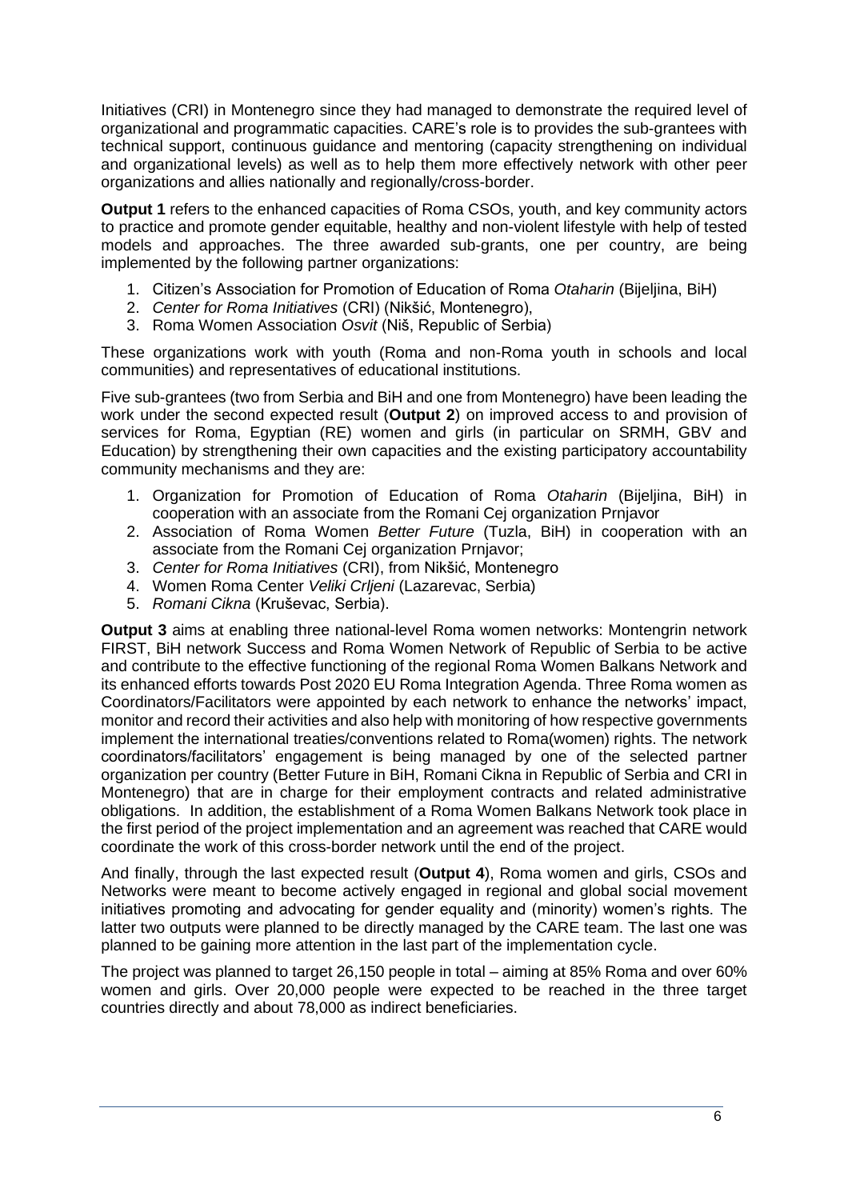Initiatives (CRI) in Montenegro since they had managed to demonstrate the required level of organizational and programmatic capacities. CARE's role is to provides the sub-grantees with technical support, continuous guidance and mentoring (capacity strengthening on individual and organizational levels) as well as to help them more effectively network with other peer organizations and allies nationally and regionally/cross-border.

**Output 1** refers to the enhanced capacities of Roma CSOs, youth, and key community actors to practice and promote gender equitable, healthy and non-violent lifestyle with help of tested models and approaches. The three awarded sub-grants, one per country, are being implemented by the following partner organizations:

1. Citizen's Association for Promotion of Education of Roma *Otaharin* (Bijeljina, BiH)
2. *Center for Roma Initiatives* (CRI) (Nikšić, Montenegro),
3. Roma Women Association *Osvit* (Niš, Republic of Serbia)

These organizations work with youth (Roma and non-Roma youth in schools and local communities) and representatives of educational institutions.

Five sub-grantees (two from Serbia and BiH and one from Montenegro) have been leading the work under the second expected result (**Output 2**) on improved access to and provision of services for Roma, Egyptian (RE) women and girls (in particular on SRMH, GBV and Education) by strengthening their own capacities and the existing participatory accountability community mechanisms and they are:

1. Organization for Promotion of Education of Roma *Otaharin* (Bijeljina, BiH) in cooperation with an associate from the Romani Cej organization Prnjavor
2. Association of Roma Women *Better Future* (Tuzla, BiH) in cooperation with an associate from the Romani Cej organization Prnjavor;
3. *Center for Roma Initiatives* (CRI), from Nikšić, Montenegro
4. Women Roma Center *Veliki Crljeni* (Lazarevac, Serbia)
5. *Romani Cikna* (Kruševac, Serbia).

**Output 3** aims at enabling three national-level Roma women networks: Montengrin network FIRST, BiH network Success and Roma Women Network of Republic of Serbia to be active and contribute to the effective functioning of the regional Roma Women Balkans Network and its enhanced efforts towards Post 2020 EU Roma Integration Agenda. Three Roma women as Coordinators/Facilitators were appointed by each network to enhance the networks' impact, monitor and record their activities and also help with monitoring of how respective governments implement the international treaties/conventions related to Roma(women) rights. The network coordinators/facilitators' engagement is being managed by one of the selected partner organization per country (Better Future in BiH, Romani Cikna in Republic of Serbia and CRI in Montenegro) that are in charge for their employment contracts and related administrative obligations. In addition, the establishment of a Roma Women Balkans Network took place in the first period of the project implementation and an agreement was reached that CARE would coordinate the work of this cross-border network until the end of the project.

And finally, through the last expected result (**Output 4**), Roma women and girls, CSOs and Networks were meant to become actively engaged in regional and global social movement initiatives promoting and advocating for gender equality and (minority) women's rights. The latter two outputs were planned to be directly managed by the CARE team. The last one was planned to be gaining more attention in the last part of the implementation cycle.

The project was planned to target 26,150 people in total – aiming at 85% Roma and over 60% women and girls. Over 20,000 people were expected to be reached in the three target countries directly and about 78,000 as indirect beneficiaries.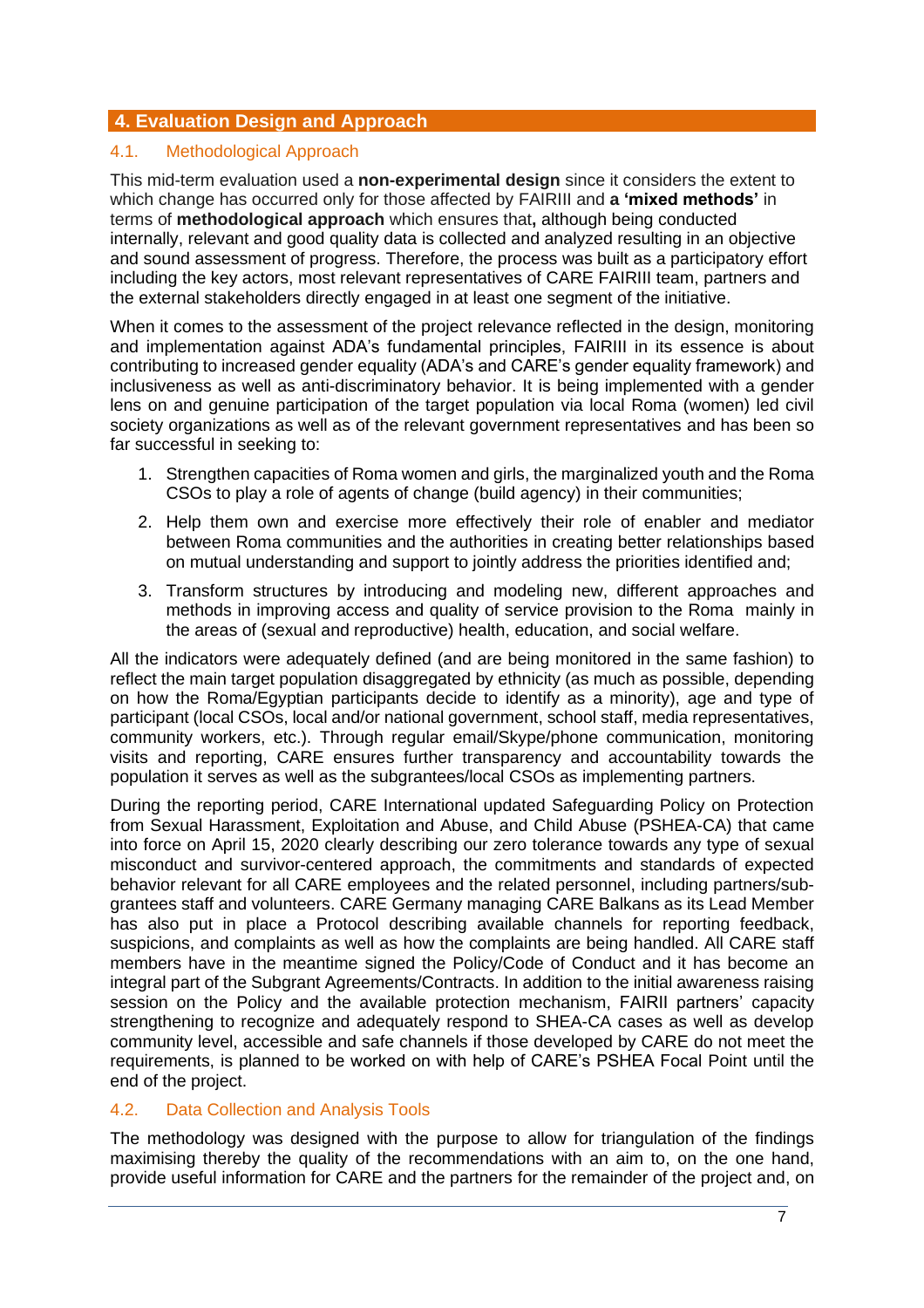## 4. Evaluation Design and Approach

### 4.1. Methodological Approach

This mid-term evaluation used a **non-experimental design** since it considers the extent to which change has occurred only for those affected by FAIRIII and **a 'mixed methods'** in terms of **methodological approach** which ensures that**,** although being conducted internally, relevant and good quality data is collected and analyzed resulting in an objective and sound assessment of progress. Therefore, the process was built as a participatory effort including the key actors, most relevant representatives of CARE FAIRIII team, partners and the external stakeholders directly engaged in at least one segment of the initiative.

When it comes to the assessment of the project relevance reflected in the design, monitoring and implementation against ADA's fundamental principles, FAIRIII in its essence is about contributing to increased gender equality (ADA's and CARE's gender equality framework) and inclusiveness as well as anti-discriminatory behavior. It is being implemented with a gender lens on and genuine participation of the target population via local Roma (women) led civil society organizations as well as of the relevant government representatives and has been so far successful in seeking to:

1. Strengthen capacities of Roma women and girls, the marginalized youth and the Roma CSOs to play a role of agents of change (build agency) in their communities;
2. Help them own and exercise more effectively their role of enabler and mediator between Roma communities and the authorities in creating better relationships based on mutual understanding and support to jointly address the priorities identified and;
3. Transform structures by introducing and modeling new, different approaches and methods in improving access and quality of service provision to the Roma mainly in the areas of (sexual and reproductive) health, education, and social welfare.

All the indicators were adequately defined (and are being monitored in the same fashion) to reflect the main target population disaggregated by ethnicity (as much as possible, depending on how the Roma/Egyptian participants decide to identify as a minority), age and type of participant (local CSOs, local and/or national government, school staff, media representatives, community workers, etc.). Through regular email/Skype/phone communication, monitoring visits and reporting, CARE ensures further transparency and accountability towards the population it serves as well as the subgrantees/local CSOs as implementing partners.

During the reporting period, CARE International updated Safeguarding Policy on Protection from Sexual Harassment, Exploitation and Abuse, and Child Abuse (PSHEA-CA) that came into force on April 15, 2020 clearly describing our zero tolerance towards any type of sexual misconduct and survivor-centered approach, the commitments and standards of expected behavior relevant for all CARE employees and the related personnel, including partners/sub-grantees staff and volunteers. CARE Germany managing CARE Balkans as its Lead Member has also put in place a Protocol describing available channels for reporting feedback, suspicions, and complaints as well as how the complaints are being handled. All CARE staff members have in the meantime signed the Policy/Code of Conduct and it has become an integral part of the Subgrant Agreements/Contracts. In addition to the initial awareness raising session on the Policy and the available protection mechanism, FAIRII partners' capacity strengthening to recognize and adequately respond to SHEA-CA cases as well as develop community level, accessible and safe channels if those developed by CARE do not meet the requirements, is planned to be worked on with help of CARE's PSHEA Focal Point until the end of the project.

### 4.2. Data Collection and Analysis Tools

The methodology was designed with the purpose to allow for triangulation of the findings maximising thereby the quality of the recommendations with an aim to, on the one hand, provide useful information for CARE and the partners for the remainder of the project and, on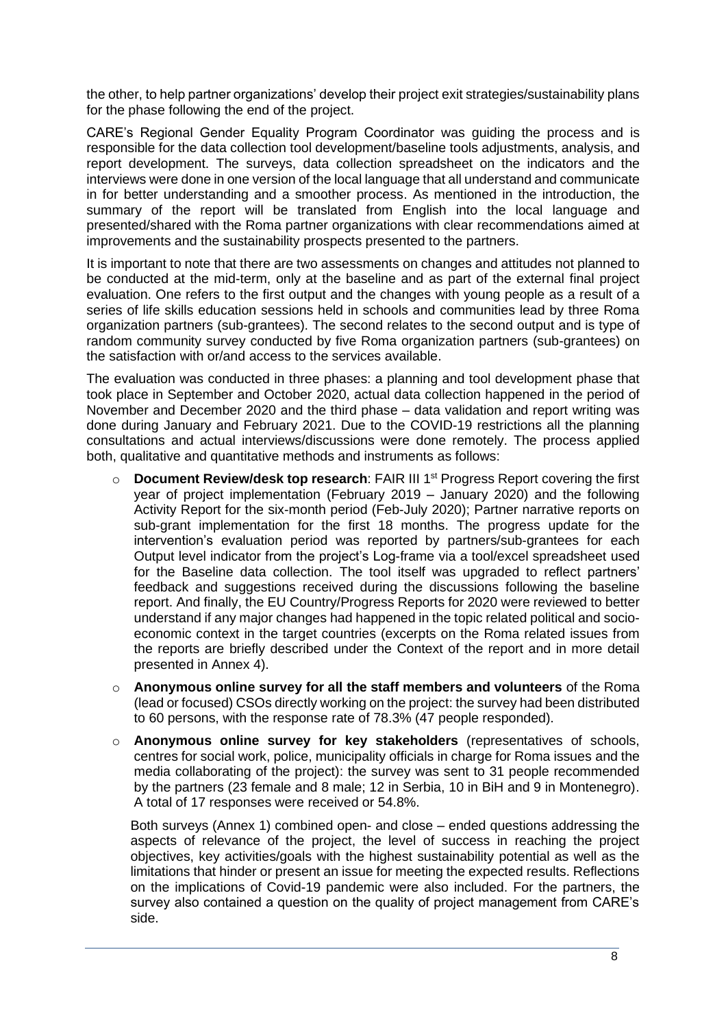the other, to help partner organizations' develop their project exit strategies/sustainability plans for the phase following the end of the project.

CARE's Regional Gender Equality Program Coordinator was guiding the process and is responsible for the data collection tool development/baseline tools adjustments, analysis, and report development. The surveys, data collection spreadsheet on the indicators and the interviews were done in one version of the local language that all understand and communicate in for better understanding and a smoother process. As mentioned in the introduction, the summary of the report will be translated from English into the local language and presented/shared with the Roma partner organizations with clear recommendations aimed at improvements and the sustainability prospects presented to the partners.

It is important to note that there are two assessments on changes and attitudes not planned to be conducted at the mid-term, only at the baseline and as part of the external final project evaluation. One refers to the first output and the changes with young people as a result of a series of life skills education sessions held in schools and communities lead by three Roma organization partners (sub-grantees). The second relates to the second output and is type of random community survey conducted by five Roma organization partners (sub-grantees) on the satisfaction with or/and access to the services available.

The evaluation was conducted in three phases: a planning and tool development phase that took place in September and October 2020, actual data collection happened in the period of November and December 2020 and the third phase – data validation and report writing was done during January and February 2021. Due to the COVID-19 restrictions all the planning consultations and actual interviews/discussions were done remotely. The process applied both, qualitative and quantitative methods and instruments as follows:

- **Document Review/desk top research**: FAIR III 1st Progress Report covering the first year of project implementation (February 2019 – January 2020) and the following Activity Report for the six-month period (Feb-July 2020); Partner narrative reports on sub-grant implementation for the first 18 months. The progress update for the intervention's evaluation period was reported by partners/sub-grantees for each Output level indicator from the project's Log-frame via a tool/excel spreadsheet used for the Baseline data collection. The tool itself was upgraded to reflect partners' feedback and suggestions received during the discussions following the baseline report. And finally, the EU Country/Progress Reports for 2020 were reviewed to better understand if any major changes had happened in the topic related political and socio-economic context in the target countries (excerpts on the Roma related issues from the reports are briefly described under the Context of the report and in more detail presented in Annex 4).
- **Anonymous online survey for all the staff members and volunteers** of the Roma (lead or focused) CSOs directly working on the project: the survey had been distributed to 60 persons, with the response rate of 78.3% (47 people responded).
- **Anonymous online survey for key stakeholders** (representatives of schools, centres for social work, police, municipality officials in charge for Roma issues and the media collaborating of the project): the survey was sent to 31 people recommended by the partners (23 female and 8 male; 12 in Serbia, 10 in BiH and 9 in Montenegro). A total of 17 responses were received or 54.8%.

  Both surveys (Annex 1) combined open- and close – ended questions addressing the aspects of relevance of the project, the level of success in reaching the project objectives, key activities/goals with the highest sustainability potential as well as the limitations that hinder or present an issue for meeting the expected results. Reflections on the implications of Covid-19 pandemic were also included. For the partners, the survey also contained a question on the quality of project management from CARE's side.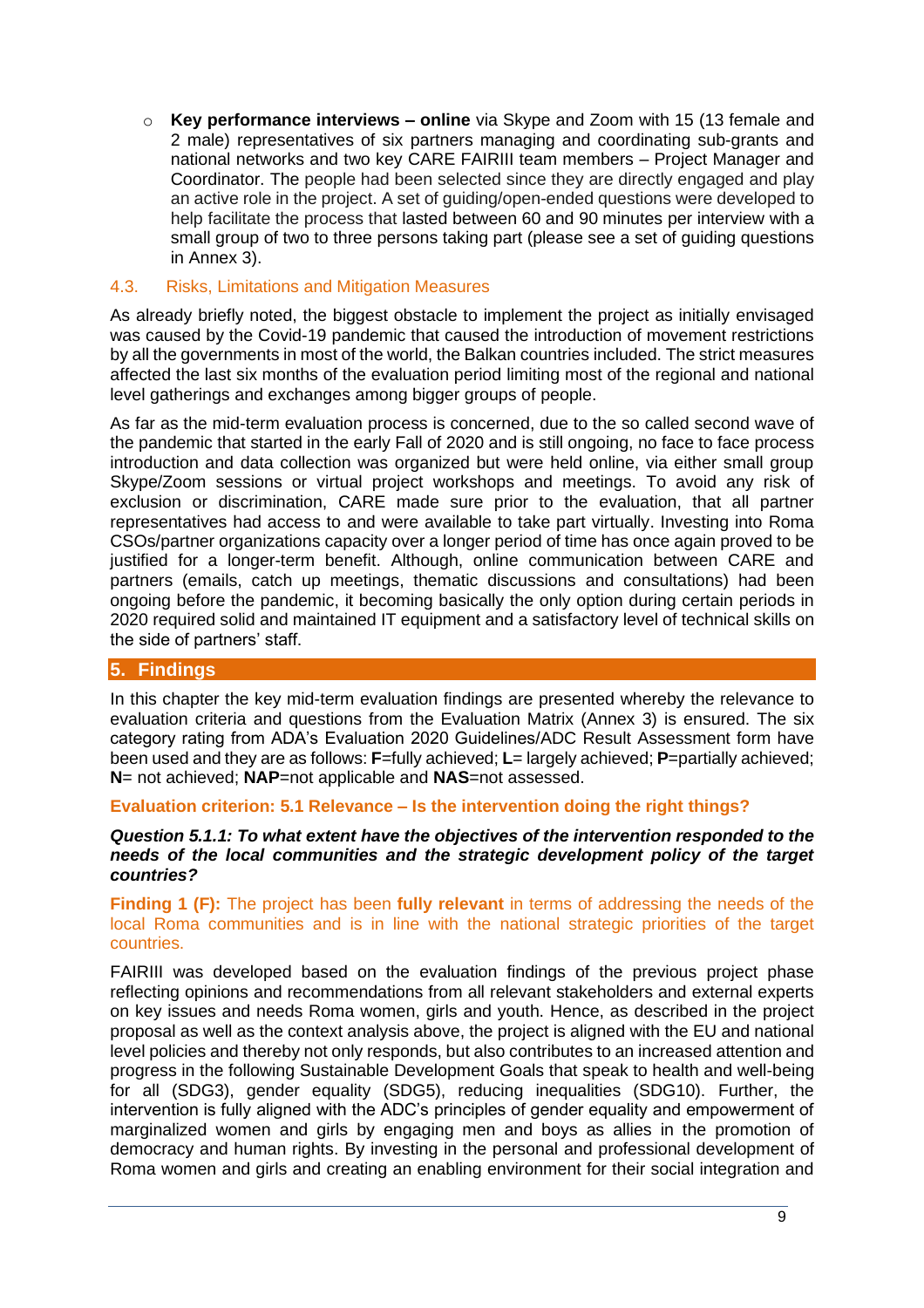- **Key performance interviews – online** via Skype and Zoom with 15 (13 female and 2 male) representatives of six partners managing and coordinating sub-grants and national networks and two key CARE FAIRIII team members – Project Manager and Coordinator. The people had been selected since they are directly engaged and play an active role in the project. A set of guiding/open-ended questions were developed to help facilitate the process that lasted between 60 and 90 minutes per interview with a small group of two to three persons taking part (please see a set of guiding questions in Annex 3).

### 4.3. Risks, Limitations and Mitigation Measures

As already briefly noted, the biggest obstacle to implement the project as initially envisaged was caused by the Covid-19 pandemic that caused the introduction of movement restrictions by all the governments in most of the world, the Balkan countries included. The strict measures affected the last six months of the evaluation period limiting most of the regional and national level gatherings and exchanges among bigger groups of people.

As far as the mid-term evaluation process is concerned, due to the so called second wave of the pandemic that started in the early Fall of 2020 and is still ongoing, no face to face process introduction and data collection was organized but were held online, via either small group Skype/Zoom sessions or virtual project workshops and meetings. To avoid any risk of exclusion or discrimination, CARE made sure prior to the evaluation, that all partner representatives had access to and were available to take part virtually. Investing into Roma CSOs/partner organizations capacity over a longer period of time has once again proved to be justified for a longer-term benefit. Although, online communication between CARE and partners (emails, catch up meetings, thematic discussions and consultations) had been ongoing before the pandemic, it becoming basically the only option during certain periods in 2020 required solid and maintained IT equipment and a satisfactory level of technical skills on the side of partners' staff.

## 5. Findings

In this chapter the key mid-term evaluation findings are presented whereby the relevance to evaluation criteria and questions from the Evaluation Matrix (Annex 3) is ensured. The six category rating from ADA's Evaluation 2020 Guidelines/ADC Result Assessment form have been used and they are as follows: **F**=fully achieved; **L**= largely achieved; **P**=partially achieved; **N**= not achieved; **NAP**=not applicable and **NAS**=not assessed.

### Evaluation criterion: 5.1 Relevance – Is the intervention doing the right things?

***Question 5.1.1: To what extent have the objectives of the intervention responded to the needs of the local communities and the strategic development policy of the target countries?***

**Finding 1 (F):** The project has been **fully relevant** in terms of addressing the needs of the local Roma communities and is in line with the national strategic priorities of the target countries.

FAIRIII was developed based on the evaluation findings of the previous project phase reflecting opinions and recommendations from all relevant stakeholders and external experts on key issues and needs Roma women, girls and youth. Hence, as described in the project proposal as well as the context analysis above, the project is aligned with the EU and national level policies and thereby not only responds, but also contributes to an increased attention and progress in the following Sustainable Development Goals that speak to health and well-being for all (SDG3), gender equality (SDG5), reducing inequalities (SDG10). Further, the intervention is fully aligned with the ADC's principles of gender equality and empowerment of marginalized women and girls by engaging men and boys as allies in the promotion of democracy and human rights. By investing in the personal and professional development of Roma women and girls and creating an enabling environment for their social integration and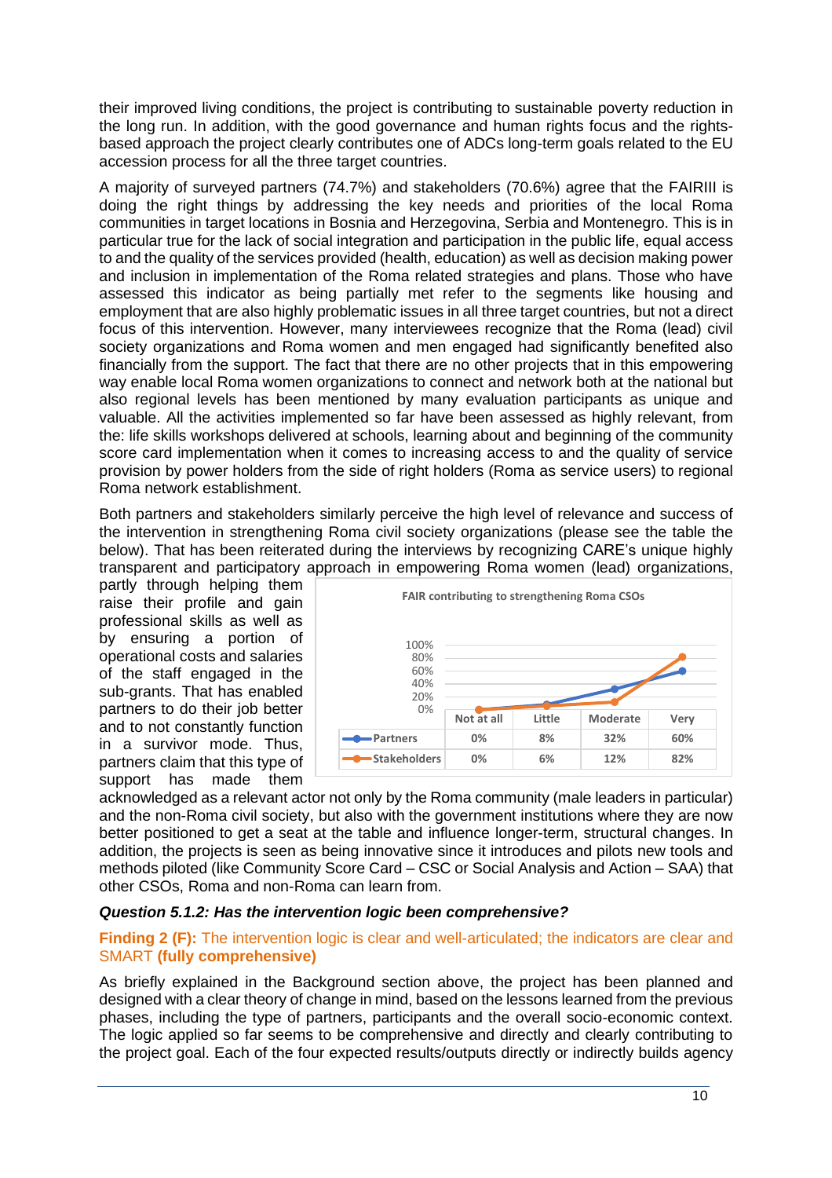their improved living conditions, the project is contributing to sustainable poverty reduction in the long run. In addition, with the good governance and human rights focus and the rights-based approach the project clearly contributes one of ADCs long-term goals related to the EU accession process for all the three target countries.

A majority of surveyed partners (74.7%) and stakeholders (70.6%) agree that the FAIRIII is doing the right things by addressing the key needs and priorities of the local Roma communities in target locations in Bosnia and Herzegovina, Serbia and Montenegro. This is in particular true for the lack of social integration and participation in the public life, equal access to and the quality of the services provided (health, education) as well as decision making power and inclusion in implementation of the Roma related strategies and plans. Those who have assessed this indicator as being partially met refer to the segments like housing and employment that are also highly problematic issues in all three target countries, but not a direct focus of this intervention. However, many interviewees recognize that the Roma (lead) civil society organizations and Roma women and men engaged had significantly benefited also financially from the support. The fact that there are no other projects that in this empowering way enable local Roma women organizations to connect and network both at the national but also regional levels has been mentioned by many evaluation participants as unique and valuable. All the activities implemented so far have been assessed as highly relevant, from the: life skills workshops delivered at schools, learning about and beginning of the community score card implementation when it comes to increasing access to and the quality of service provision by power holders from the side of right holders (Roma as service users) to regional Roma network establishment.

Both partners and stakeholders similarly perceive the high level of relevance and success of the intervention in strengthening Roma civil society organizations (please see the table the below). That has been reiterated during the interviews by recognizing CARE's unique highly transparent and participatory approach in empowering Roma women (lead) organizations, partly through helping them raise their profile and gain professional skills as well as by ensuring a portion of operational costs and salaries of the staff engaged in the sub-grants. That has enabled partners to do their job better and to not constantly function in a survivor mode. Thus, partners claim that this type of support has made them acknowledged as a relevant actor not only by the Roma community (male leaders in particular) and the non-Roma civil society, but also with the government institutions where they are now better positioned to get a seat at the table and influence longer-term, structural changes. In addition, the projects is seen as being innovative since it introduces and pilots new tools and methods piloted (like Community Score Card – CSC or Social Analysis and Action – SAA) that other CSOs, Roma and non-Roma can learn from.

**FAIR contributing to strengthening Roma CSOs**

| | Not at all | Little | Moderate | Very |
|---|---|---|---|---|
| Partners | 0% | 8% | 32% | 60% |
| Stakeholders | 0% | 6% | 12% | 82% |

***Question 5.1.2: Has the intervention logic been comprehensive?***

**Finding 2 (F):** The intervention logic is clear and well-articulated; the indicators are clear and SMART **(fully comprehensive)**

As briefly explained in the Background section above, the project has been planned and designed with a clear theory of change in mind, based on the lessons learned from the previous phases, including the type of partners, participants and the overall socio-economic context. The logic applied so far seems to be comprehensive and directly and clearly contributing to the project goal. Each of the four expected results/outputs directly or indirectly builds agency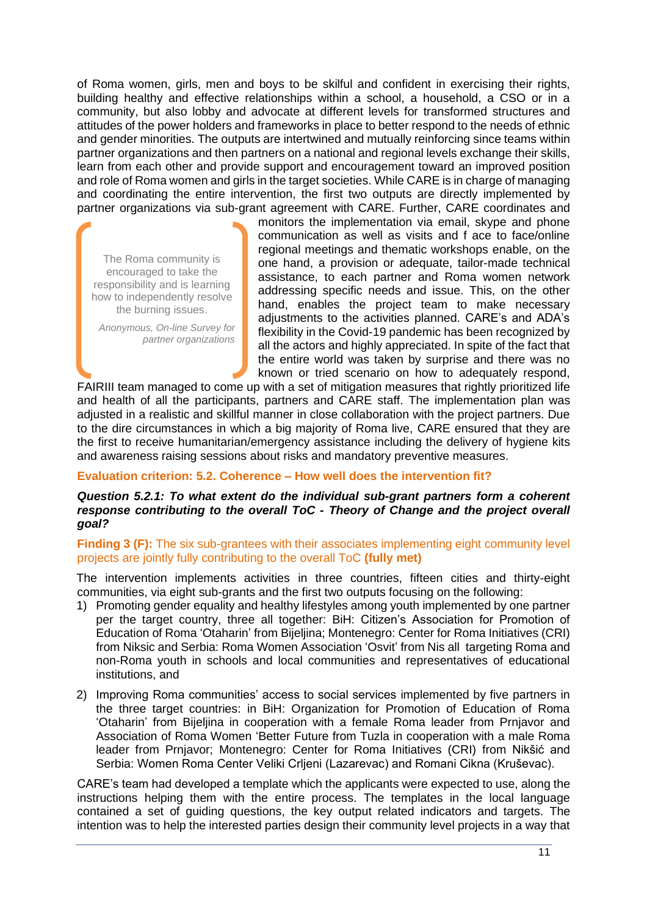of Roma women, girls, men and boys to be skilful and confident in exercising their rights, building healthy and effective relationships within a school, a household, a CSO or in a community, but also lobby and advocate at different levels for transformed structures and attitudes of the power holders and frameworks in place to better respond to the needs of ethnic and gender minorities. The outputs are intertwined and mutually reinforcing since teams within partner organizations and then partners on a national and regional levels exchange their skills, learn from each other and provide support and encouragement toward an improved position and role of Roma women and girls in the target societies. While CARE is in charge of managing and coordinating the entire intervention, the first two outputs are directly implemented by partner organizations via sub-grant agreement with CARE. Further, CARE coordinates and monitors the implementation via email, skype and phone communication as well as visits and f ace to face/online regional meetings and thematic workshops enable, on the one hand, a provision or adequate, tailor-made technical assistance, to each partner and Roma women network addressing specific needs and issue. This, on the other hand, enables the project team to make necessary adjustments to the activities planned. CARE's and ADA's flexibility in the Covid-19 pandemic has been recognized by all the actors and highly appreciated. In spite of the fact that the entire world was taken by surprise and there was no known or tried scenario on how to adequately respond, FAIRIII team managed to come up with a set of mitigation measures that rightly prioritized life and health of all the participants, partners and CARE staff. The implementation plan was adjusted in a realistic and skillful manner in close collaboration with the project partners. Due to the dire circumstances in which a big majority of Roma live, CARE ensured that they are the first to receive humanitarian/emergency assistance including the delivery of hygiene kits and awareness raising sessions about risks and mandatory preventive measures.

> The Roma community is encouraged to take the responsibility and is learning how to independently resolve the burning issues.
>
> *Anonymous, On-line Survey for partner organizations*

### Evaluation criterion: 5.2. Coherence – How well does the intervention fit?

***Question 5.2.1: To what extent do the individual sub-grant partners form a coherent response contributing to the overall ToC - Theory of Change and the project overall goal?***

**Finding 3 (F):** The six sub-grantees with their associates implementing eight community level projects are jointly fully contributing to the overall ToC **(fully met)**

The intervention implements activities in three countries, fifteen cities and thirty-eight communities, via eight sub-grants and the first two outputs focusing on the following:

1) Promoting gender equality and healthy lifestyles among youth implemented by one partner per the target country, three all together: BiH: Citizen's Association for Promotion of Education of Roma 'Otaharin' from Bijeljina; Montenegro: Center for Roma Initiatives (CRI) from Niksic and Serbia: Roma Women Association 'Osvit' from Nis all targeting Roma and non-Roma youth in schools and local communities and representatives of educational institutions, and

2) Improving Roma communities' access to social services implemented by five partners in the three target countries: in BiH: Organization for Promotion of Education of Roma 'Otaharin' from Bijeljina in cooperation with a female Roma leader from Prnjavor and Association of Roma Women 'Better Future from Tuzla in cooperation with a male Roma leader from Prnjavor; Montenegro: Center for Roma Initiatives (CRI) from Nikšić and Serbia: Women Roma Center Veliki Crljeni (Lazarevac) and Romani Cikna (Kruševac).

CARE's team had developed a template which the applicants were expected to use, along the instructions helping them with the entire process. The templates in the local language contained a set of guiding questions, the key output related indicators and targets. The intention was to help the interested parties design their community level projects in a way that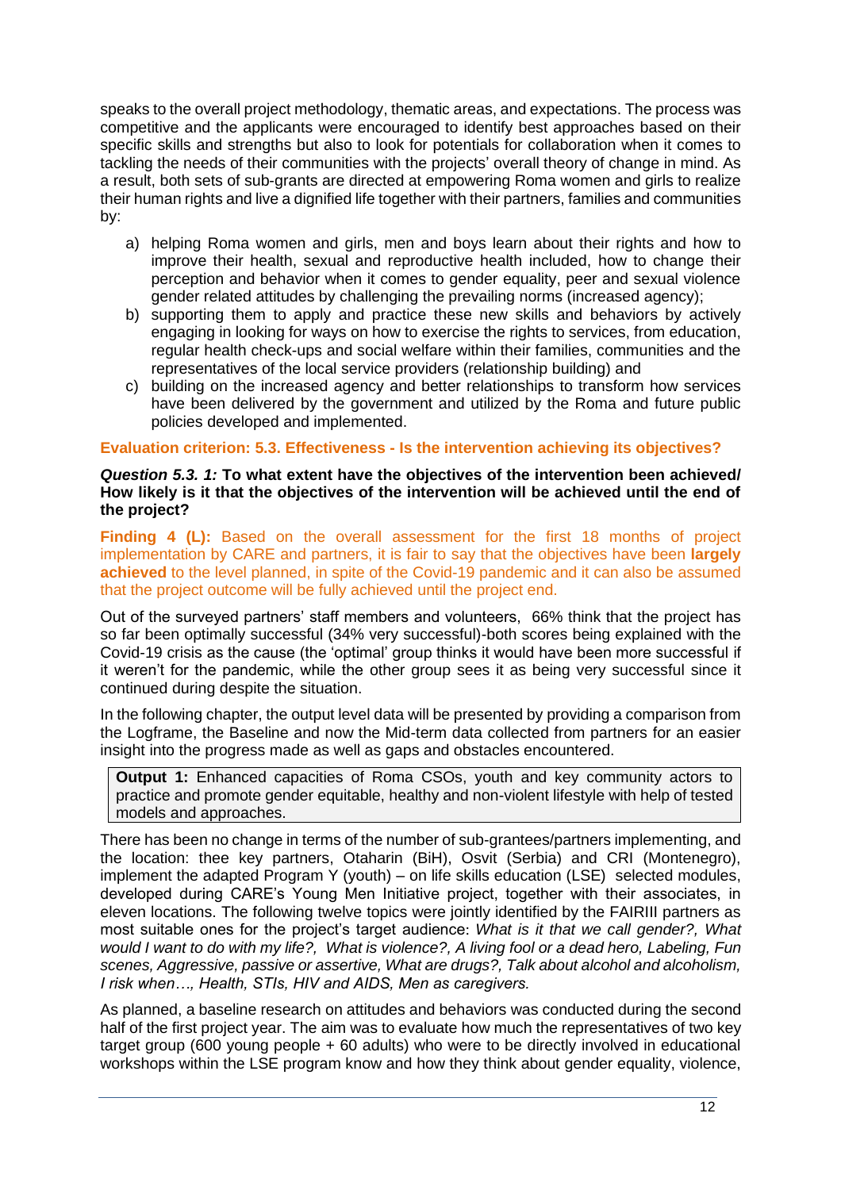speaks to the overall project methodology, thematic areas, and expectations. The process was competitive and the applicants were encouraged to identify best approaches based on their specific skills and strengths but also to look for potentials for collaboration when it comes to tackling the needs of their communities with the projects' overall theory of change in mind. As a result, both sets of sub-grants are directed at empowering Roma women and girls to realize their human rights and live a dignified life together with their partners, families and communities by:

a) helping Roma women and girls, men and boys learn about their rights and how to improve their health, sexual and reproductive health included, how to change their perception and behavior when it comes to gender equality, peer and sexual violence gender related attitudes by challenging the prevailing norms (increased agency);
b) supporting them to apply and practice these new skills and behaviors by actively engaging in looking for ways on how to exercise the rights to services, from education, regular health check-ups and social welfare within their families, communities and the representatives of the local service providers (relationship building) and
c) building on the increased agency and better relationships to transform how services have been delivered by the government and utilized by the Roma and future public policies developed and implemented.

**Evaluation criterion: 5.3. Effectiveness - Is the intervention achieving its objectives?**

***Question 5.3. 1:*** **To what extent have the objectives of the intervention been achieved/ How likely is it that the objectives of the intervention will be achieved until the end of the project?**

**Finding 4 (L):** Based on the overall assessment for the first 18 months of project implementation by CARE and partners, it is fair to say that the objectives have been **largely achieved** to the level planned, in spite of the Covid-19 pandemic and it can also be assumed that the project outcome will be fully achieved until the project end.

Out of the surveyed partners' staff members and volunteers, 66% think that the project has so far been optimally successful (34% very successful)-both scores being explained with the Covid-19 crisis as the cause (the 'optimal' group thinks it would have been more successful if it weren't for the pandemic, while the other group sees it as being very successful since it continued during despite the situation.

In the following chapter, the output level data will be presented by providing a comparison from the Logframe, the Baseline and now the Mid-term data collected from partners for an easier insight into the progress made as well as gaps and obstacles encountered.

**Output 1:** Enhanced capacities of Roma CSOs, youth and key community actors to practice and promote gender equitable, healthy and non-violent lifestyle with help of tested models and approaches.

There has been no change in terms of the number of sub-grantees/partners implementing, and the location: thee key partners, Otaharin (BiH), Osvit (Serbia) and CRI (Montenegro), implement the adapted Program Y (youth) – on life skills education (LSE) selected modules, developed during CARE's Young Men Initiative project, together with their associates, in eleven locations. The following twelve topics were jointly identified by the FAIRIII partners as most suitable ones for the project's target audience: *What is it that we call gender?, What would I want to do with my life?, What is violence?, A living fool or a dead hero, Labeling, Fun scenes, Aggressive, passive or assertive, What are drugs?, Talk about alcohol and alcoholism, I risk when…, Health, STIs, HIV and AIDS, Men as caregivers.*

As planned, a baseline research on attitudes and behaviors was conducted during the second half of the first project year. The aim was to evaluate how much the representatives of two key target group (600 young people + 60 adults) who were to be directly involved in educational workshops within the LSE program know and how they think about gender equality, violence,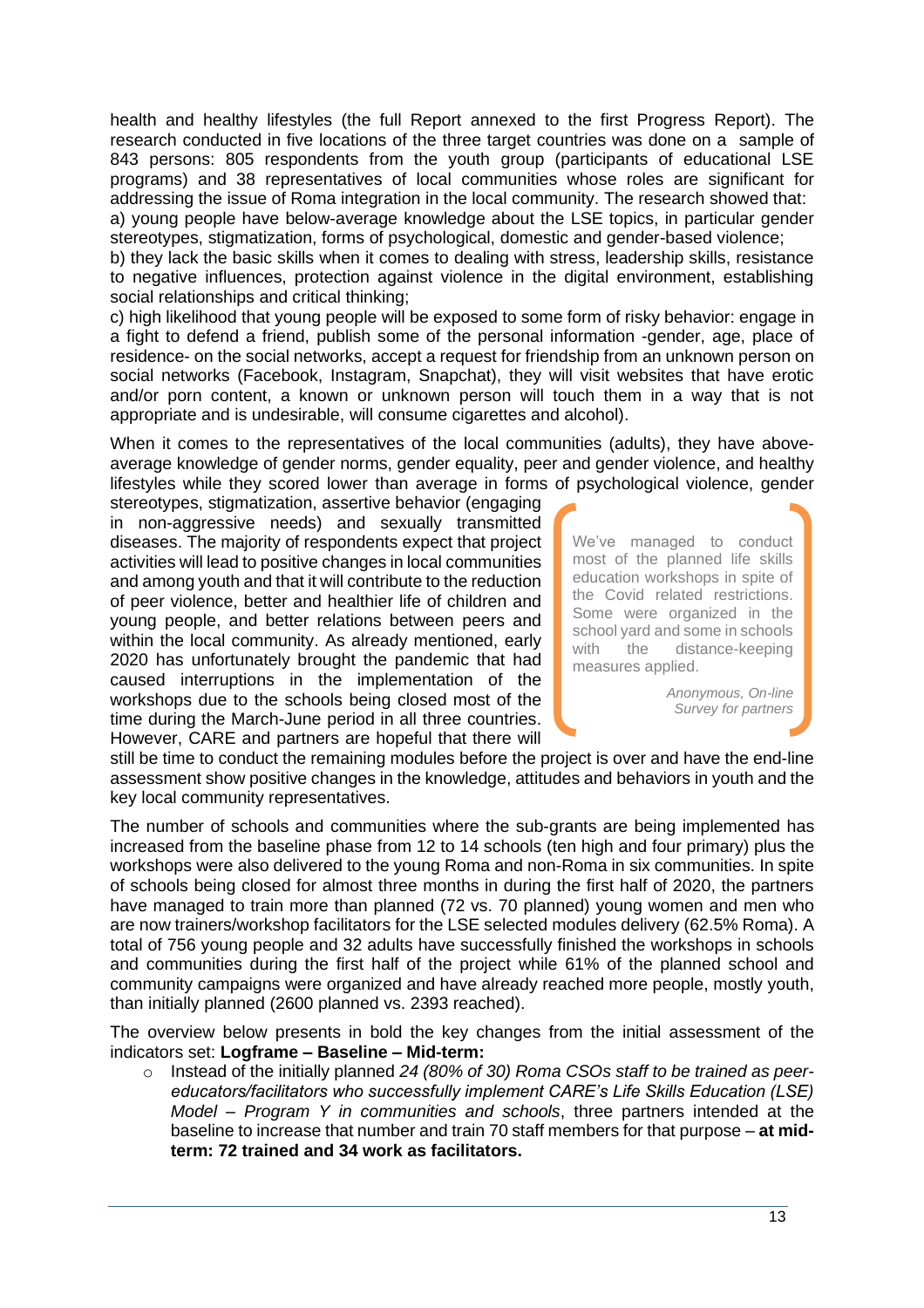health and healthy lifestyles (the full Report annexed to the first Progress Report). The research conducted in five locations of the three target countries was done on a sample of 843 persons: 805 respondents from the youth group (participants of educational LSE programs) and 38 representatives of local communities whose roles are significant for addressing the issue of Roma integration in the local community. The research showed that:

a) young people have below-average knowledge about the LSE topics, in particular gender stereotypes, stigmatization, forms of psychological, domestic and gender-based violence;

b) they lack the basic skills when it comes to dealing with stress, leadership skills, resistance to negative influences, protection against violence in the digital environment, establishing social relationships and critical thinking;

c) high likelihood that young people will be exposed to some form of risky behavior: engage in a fight to defend a friend, publish some of the personal information -gender, age, place of residence- on the social networks, accept a request for friendship from an unknown person on social networks (Facebook, Instagram, Snapchat), they will visit websites that have erotic and/or porn content, a known or unknown person will touch them in a way that is not appropriate and is undesirable, will consume cigarettes and alcohol).

When it comes to the representatives of the local communities (adults), they have above-average knowledge of gender norms, gender equality, peer and gender violence, and healthy lifestyles while they scored lower than average in forms of psychological violence, gender stereotypes, stigmatization, assertive behavior (engaging in non-aggressive needs) and sexually transmitted diseases. The majority of respondents expect that project activities will lead to positive changes in local communities and among youth and that it will contribute to the reduction of peer violence, better and healthier life of children and young people, and better relations between peers and within the local community. As already mentioned, early 2020 has unfortunately brought the pandemic that had caused interruptions in the implementation of the workshops due to the schools being closed most of the time during the March-June period in all three countries. However, CARE and partners are hopeful that there will still be time to conduct the remaining modules before the project is over and have the end-line assessment show positive changes in the knowledge, attitudes and behaviors in youth and the key local community representatives.

> We've managed to conduct most of the planned life skills education workshops in spite of the Covid related restrictions. Some were organized in the school yard and some in schools with the distance-keeping measures applied.
>
> *Anonymous, On-line Survey for partners*

The number of schools and communities where the sub-grants are being implemented has increased from the baseline phase from 12 to 14 schools (ten high and four primary) plus the workshops were also delivered to the young Roma and non-Roma in six communities. In spite of schools being closed for almost three months in during the first half of 2020, the partners have managed to train more than planned (72 vs. 70 planned) young women and men who are now trainers/workshop facilitators for the LSE selected modules delivery (62.5% Roma). A total of 756 young people and 32 adults have successfully finished the workshops in schools and communities during the first half of the project while 61% of the planned school and community campaigns were organized and have already reached more people, mostly youth, than initially planned (2600 planned vs. 2393 reached).

The overview below presents in bold the key changes from the initial assessment of the indicators set: **Logframe – Baseline – Mid-term:**

- Instead of the initially planned *24 (80% of 30) Roma CSOs staff to be trained as peer-educators/facilitators who successfully implement CARE's Life Skills Education (LSE) Model – Program Y in communities and schools*, three partners intended at the baseline to increase that number and train 70 staff members for that purpose – **at mid-term: 72 trained and 34 work as facilitators.**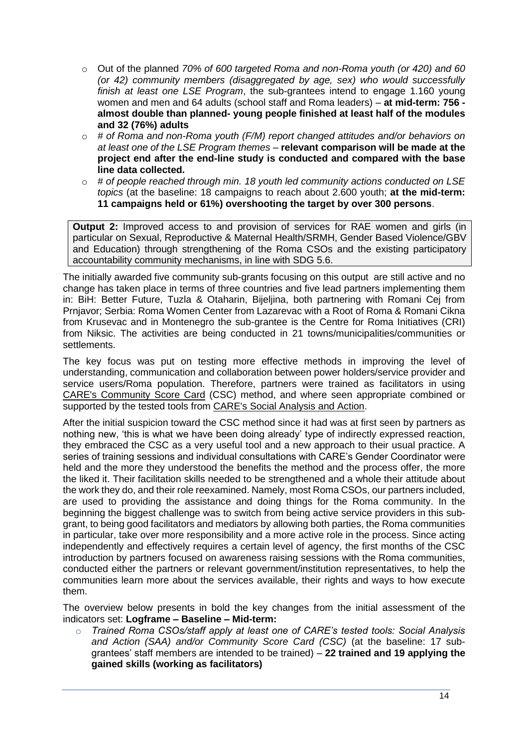- Out of the planned *70% of 600 targeted Roma and non-Roma youth (or 420) and 60 (or 42) community members (disaggregated by age, sex) who would successfully finish at least one LSE Program*, the sub-grantees intend to engage 1.160 young women and men and 64 adults (school staff and Roma leaders) – **at mid-term: 756 - almost double than planned- young people finished at least half of the modules and 32 (76%) adults**
- *# of Roma and non-Roma youth (F/M) report changed attitudes and/or behaviors on at least one of the LSE Program themes* – **relevant comparison will be made at the project end after the end-line study is conducted and compared with the base line data collected.**
- *# of people reached through min. 18 youth led community actions conducted on LSE topics* (at the baseline: 18 campaigns to reach about 2.600 youth; **at the mid-term: 11 campaigns held or 61%) overshooting the target by over 300 persons**.

**Output 2:** Improved access to and provision of services for RAE women and girls (in particular on Sexual, Reproductive & Maternal Health/SRMH, Gender Based Violence/GBV and Education) through strengthening of the Roma CSOs and the existing participatory accountability community mechanisms, in line with SDG 5.6.

The initially awarded five community sub-grants focusing on this output are still active and no change has taken place in terms of three countries and five lead partners implementing them in: BiH: Better Future, Tuzla & Otaharin, Bijeljina, both partnering with Romani Cej from Prnjavor; Serbia: Roma Women Center from Lazarevac with a Root of Roma & Romani Cikna from Krusevac and in Montenegro the sub-grantee is the Centre for Roma Initiatives (CRI) from Niksic. The activities are being conducted in 21 towns/municipalities/communities or settlements.

The key focus was put on testing more effective methods in improving the level of understanding, communication and collaboration between power holders/service provider and service users/Roma population. Therefore, partners were trained as facilitators in using CARE's Community Score Card (CSC) method, and where seen appropriate combined or supported by the tested tools from CARE's Social Analysis and Action.

After the initial suspicion toward the CSC method since it had was at first seen by partners as nothing new, 'this is what we have been doing already' type of indirectly expressed reaction, they embraced the CSC as a very useful tool and a new approach to their usual practice. A series of training sessions and individual consultations with CARE's Gender Coordinator were held and the more they understood the benefits the method and the process offer, the more the liked it. Their facilitation skills needed to be strengthened and a whole their attitude about the work they do, and their role reexamined. Namely, most Roma CSOs, our partners included, are used to providing the assistance and doing things for the Roma community. In the beginning the biggest challenge was to switch from being active service providers in this sub-grant, to being good facilitators and mediators by allowing both parties, the Roma communities in particular, take over more responsibility and a more active role in the process. Since acting independently and effectively requires a certain level of agency, the first months of the CSC introduction by partners focused on awareness raising sessions with the Roma communities, conducted either the partners or relevant government/institution representatives, to help the communities learn more about the services available, their rights and ways to how execute them.

The overview below presents in bold the key changes from the initial assessment of the indicators set: **Logframe – Baseline – Mid-term:**

- *Trained Roma CSOs/staff apply at least one of CARE's tested tools: Social Analysis and Action (SAA) and/or Community Score Card (CSC)* (at the baseline: 17 sub-grantees' staff members are intended to be trained) – **22 trained and 19 applying the gained skills (working as facilitators)**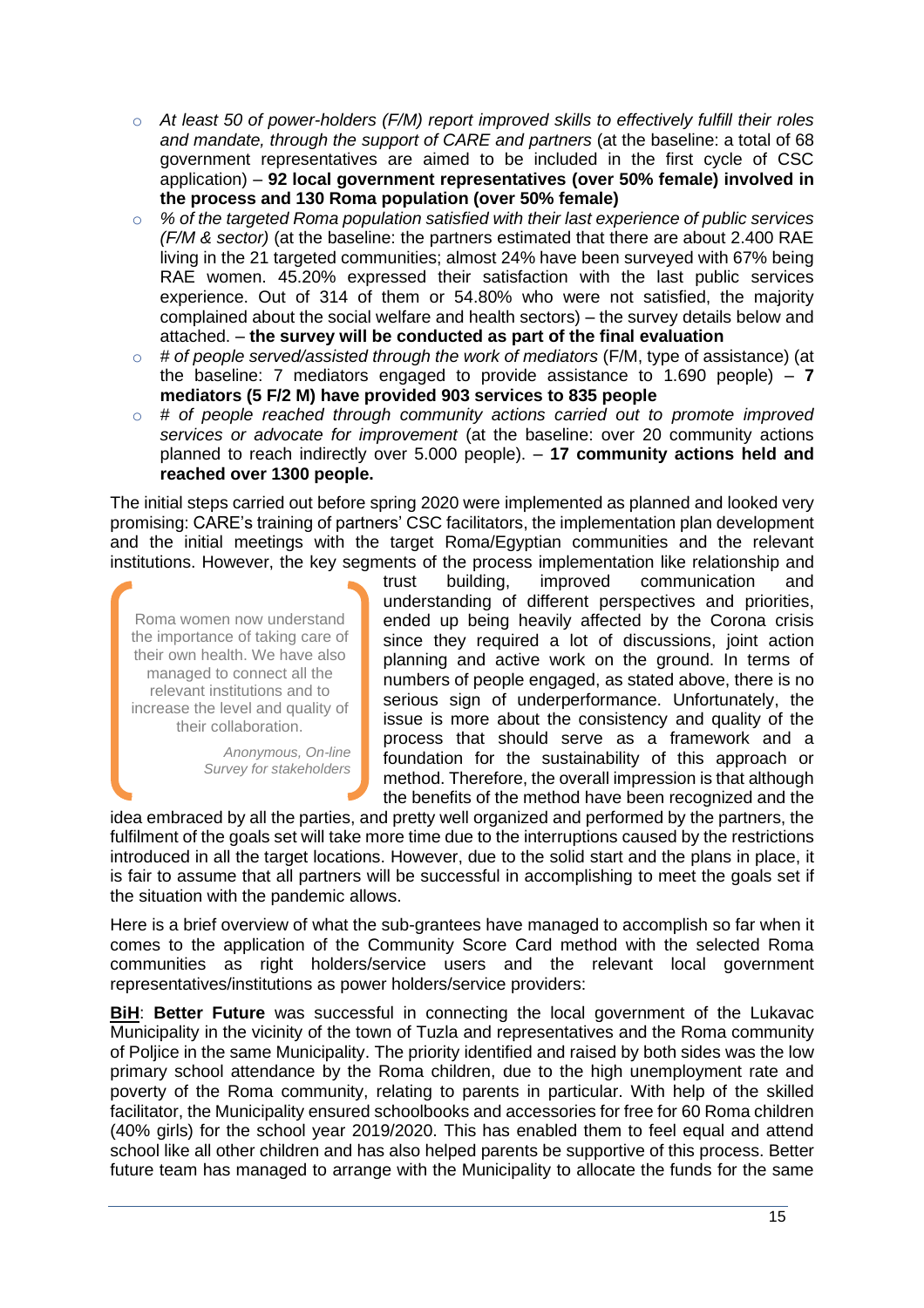- *At least 50 of power-holders (F/M) report improved skills to effectively fulfill their roles and mandate, through the support of CARE and partners* (at the baseline: a total of 68 government representatives are aimed to be included in the first cycle of CSC application) – **92 local government representatives (over 50% female) involved in the process and 130 Roma population (over 50% female)**
- *% of the targeted Roma population satisfied with their last experience of public services (F/M & sector)* (at the baseline: the partners estimated that there are about 2.400 RAE living in the 21 targeted communities; almost 24% have been surveyed with 67% being RAE women. 45.20% expressed their satisfaction with the last public services experience. Out of 314 of them or 54.80% who were not satisfied, the majority complained about the social welfare and health sectors) – the survey details below and attached. – **the survey will be conducted as part of the final evaluation**
- *# of people served/assisted through the work of mediators* (F/M, type of assistance) (at the baseline: 7 mediators engaged to provide assistance to 1.690 people) – **7 mediators (5 F/2 M) have provided 903 services to 835 people**
- *# of people reached through community actions carried out to promote improved services or advocate for improvement* (at the baseline: over 20 community actions planned to reach indirectly over 5.000 people). – **17 community actions held and reached over 1300 people.**

The initial steps carried out before spring 2020 were implemented as planned and looked very promising: CARE's training of partners' CSC facilitators, the implementation plan development and the initial meetings with the target Roma/Egyptian communities and the relevant institutions. However, the key segments of the process implementation like relationship and trust building, improved communication and understanding of different perspectives and priorities, ended up being heavily affected by the Corona crisis since they required a lot of discussions, joint action planning and active work on the ground. In terms of numbers of people engaged, as stated above, there is no serious sign of underperformance. Unfortunately, the issue is more about the consistency and quality of the process that should serve as a framework and a foundation for the sustainability of this approach or method. Therefore, the overall impression is that although the benefits of the method have been recognized and the idea embraced by all the parties, and pretty well organized and performed by the partners, the fulfilment of the goals set will take more time due to the interruptions caused by the restrictions introduced in all the target locations. However, due to the solid start and the plans in place, it is fair to assume that all partners will be successful in accomplishing to meet the goals set if the situation with the pandemic allows.

> Roma women now understand the importance of taking care of their own health. We have also managed to connect all the relevant institutions and to increase the level and quality of their collaboration.
>
> *Anonymous, On-line Survey for stakeholders*

Here is a brief overview of what the sub-grantees have managed to accomplish so far when it comes to the application of the Community Score Card method with the selected Roma communities as right holders/service users and the relevant local government representatives/institutions as power holders/service providers:

**BiH**: **Better Future** was successful in connecting the local government of the Lukavac Municipality in the vicinity of the town of Tuzla and representatives and the Roma community of Poljice in the same Municipality. The priority identified and raised by both sides was the low primary school attendance by the Roma children, due to the high unemployment rate and poverty of the Roma community, relating to parents in particular. With help of the skilled facilitator, the Municipality ensured schoolbooks and accessories for free for 60 Roma children (40% girls) for the school year 2019/2020. This has enabled them to feel equal and attend school like all other children and has also helped parents be supportive of this process. Better future team has managed to arrange with the Municipality to allocate the funds for the same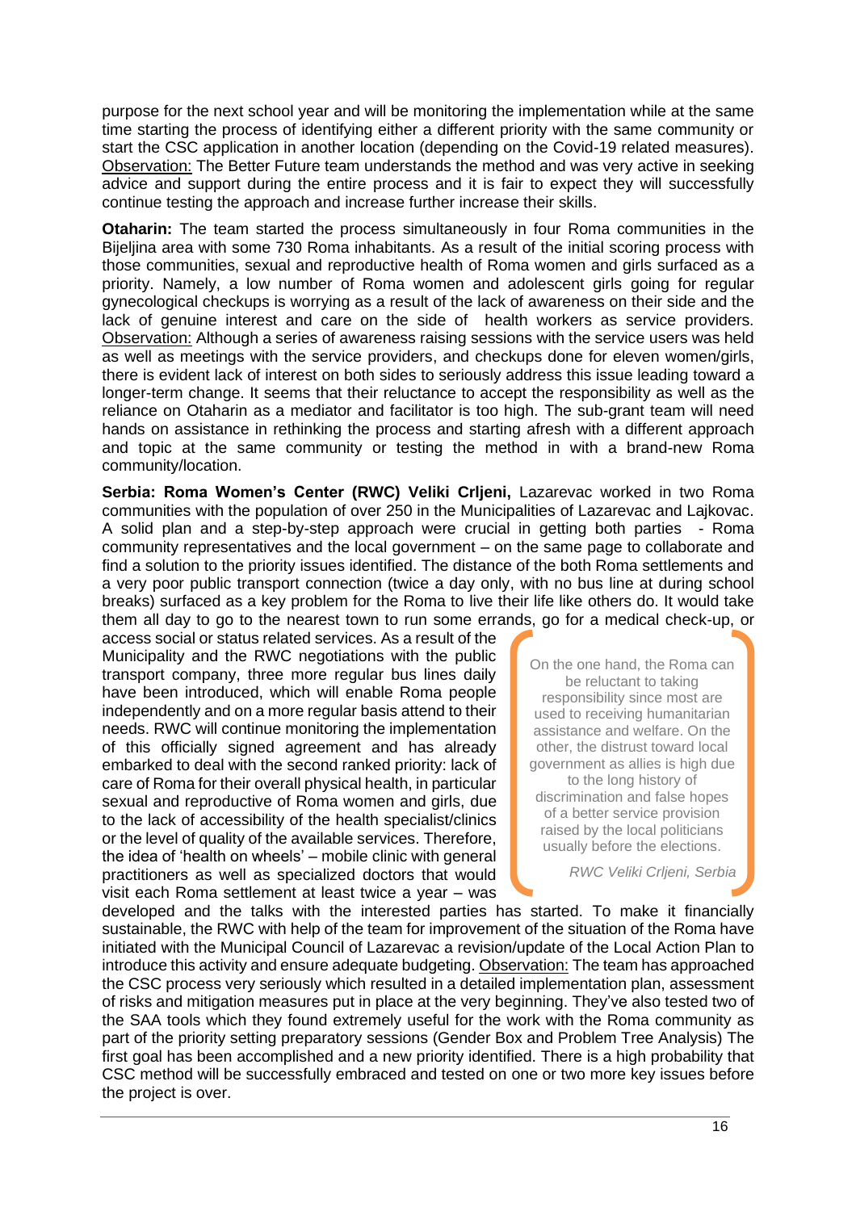purpose for the next school year and will be monitoring the implementation while at the same time starting the process of identifying either a different priority with the same community or start the CSC application in another location (depending on the Covid-19 related measures). Observation: The Better Future team understands the method and was very active in seeking advice and support during the entire process and it is fair to expect they will successfully continue testing the approach and increase further increase their skills.

**Otaharin:** The team started the process simultaneously in four Roma communities in the Bijeljina area with some 730 Roma inhabitants. As a result of the initial scoring process with those communities, sexual and reproductive health of Roma women and girls surfaced as a priority. Namely, a low number of Roma women and adolescent girls going for regular gynecological checkups is worrying as a result of the lack of awareness on their side and the lack of genuine interest and care on the side of health workers as service providers. Observation: Although a series of awareness raising sessions with the service users was held as well as meetings with the service providers, and checkups done for eleven women/girls, there is evident lack of interest on both sides to seriously address this issue leading toward a longer-term change. It seems that their reluctance to accept the responsibility as well as the reliance on Otaharin as a mediator and facilitator is too high. The sub-grant team will need hands on assistance in rethinking the process and starting afresh with a different approach and topic at the same community or testing the method in with a brand-new Roma community/location.

**Serbia: Roma Women's Center (RWC) Veliki Crljeni,** Lazarevac worked in two Roma communities with the population of over 250 in the Municipalities of Lazarevac and Lajkovac. A solid plan and a step-by-step approach were crucial in getting both parties - Roma community representatives and the local government – on the same page to collaborate and find a solution to the priority issues identified. The distance of the both Roma settlements and a very poor public transport connection (twice a day only, with no bus line at during school breaks) surfaced as a key problem for the Roma to live their life like others do. It would take them all day to go to the nearest town to run some errands, go for a medical check-up, or access social or status related services. As a result of the Municipality and the RWC negotiations with the public transport company, three more regular bus lines daily have been introduced, which will enable Roma people independently and on a more regular basis attend to their needs. RWC will continue monitoring the implementation of this officially signed agreement and has already embarked to deal with the second ranked priority: lack of care of Roma for their overall physical health, in particular sexual and reproductive of Roma women and girls, due to the lack of accessibility of the health specialist/clinics or the level of quality of the available services. Therefore, the idea of 'health on wheels' – mobile clinic with general practitioners as well as specialized doctors that would visit each Roma settlement at least twice a year – was developed and the talks with the interested parties has started. To make it financially sustainable, the RWC with help of the team for improvement of the situation of the Roma have initiated with the Municipal Council of Lazarevac a revision/update of the Local Action Plan to introduce this activity and ensure adequate budgeting. Observation: The team has approached the CSC process very seriously which resulted in a detailed implementation plan, assessment of risks and mitigation measures put in place at the very beginning. They've also tested two of the SAA tools which they found extremely useful for the work with the Roma community as part of the priority setting preparatory sessions (Gender Box and Problem Tree Analysis) The first goal has been accomplished and a new priority identified. There is a high probability that CSC method will be successfully embraced and tested on one or two more key issues before the project is over.

> On the one hand, the Roma can be reluctant to taking responsibility since most are used to receiving humanitarian assistance and welfare. On the other, the distrust toward local government as allies is high due to the long history of discrimination and false hopes of a better service provision raised by the local politicians usually before the elections.
>
> *RWC Veliki Crljeni, Serbia*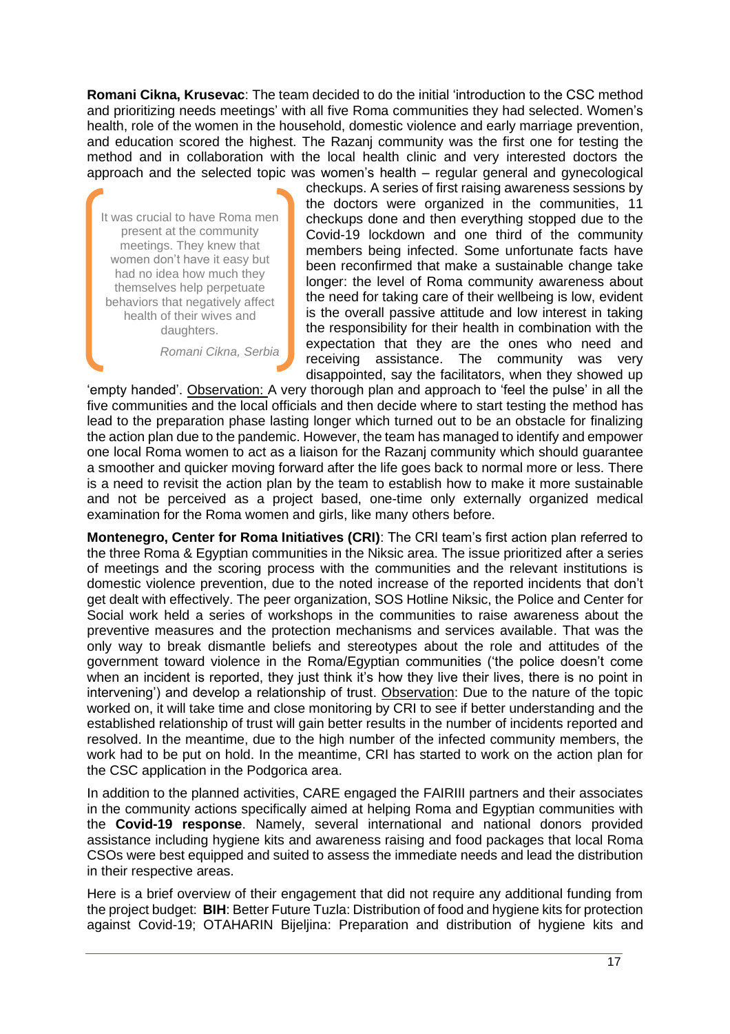**Romani Cikna, Krusevac**: The team decided to do the initial 'introduction to the CSC method and prioritizing needs meetings' with all five Roma communities they had selected. Women's health, role of the women in the household, domestic violence and early marriage prevention, and education scored the highest. The Razanj community was the first one for testing the method and in collaboration with the local health clinic and very interested doctors the approach and the selected topic was women's health – regular general and gynecological checkups. A series of first raising awareness sessions by the doctors were organized in the communities, 11 checkups done and then everything stopped due to the Covid-19 lockdown and one third of the community members being infected. Some unfortunate facts have been reconfirmed that make a sustainable change take longer: the level of Roma community awareness about the need for taking care of their wellbeing is low, evident is the overall passive attitude and low interest in taking the responsibility for their health in combination with the expectation that they are the ones who need and receiving assistance. The community was very disappointed, say the facilitators, when they showed up 'empty handed'. Observation: A very thorough plan and approach to 'feel the pulse' in all the five communities and the local officials and then decide where to start testing the method has lead to the preparation phase lasting longer which turned out to be an obstacle for finalizing the action plan due to the pandemic. However, the team has managed to identify and empower one local Roma women to act as a liaison for the Razanj community which should guarantee a smoother and quicker moving forward after the life goes back to normal more or less. There is a need to revisit the action plan by the team to establish how to make it more sustainable and not be perceived as a project based, one-time only externally organized medical examination for the Roma women and girls, like many others before.

> It was crucial to have Roma men present at the community meetings. They knew that women don't have it easy but had no idea how much they themselves help perpetuate behaviors that negatively affect health of their wives and daughters.
>
> *Romani Cikna, Serbia*

**Montenegro, Center for Roma Initiatives (CRI)**: The CRI team's first action plan referred to the three Roma & Egyptian communities in the Niksic area. The issue prioritized after a series of meetings and the scoring process with the communities and the relevant institutions is domestic violence prevention, due to the noted increase of the reported incidents that don't get dealt with effectively. The peer organization, SOS Hotline Niksic, the Police and Center for Social work held a series of workshops in the communities to raise awareness about the preventive measures and the protection mechanisms and services available. That was the only way to break dismantle beliefs and stereotypes about the role and attitudes of the government toward violence in the Roma/Egyptian communities ('the police doesn't come when an incident is reported, they just think it's how they live their lives, there is no point in intervening') and develop a relationship of trust. Observation: Due to the nature of the topic worked on, it will take time and close monitoring by CRI to see if better understanding and the established relationship of trust will gain better results in the number of incidents reported and resolved. In the meantime, due to the high number of the infected community members, the work had to be put on hold. In the meantime, CRI has started to work on the action plan for the CSC application in the Podgorica area.

In addition to the planned activities, CARE engaged the FAIRIII partners and their associates in the community actions specifically aimed at helping Roma and Egyptian communities with the **Covid-19 response**. Namely, several international and national donors provided assistance including hygiene kits and awareness raising and food packages that local Roma CSOs were best equipped and suited to assess the immediate needs and lead the distribution in their respective areas.

Here is a brief overview of their engagement that did not require any additional funding from the project budget: **BIH**: Better Future Tuzla: Distribution of food and hygiene kits for protection against Covid-19; OTAHARIN Bijeljina: Preparation and distribution of hygiene kits and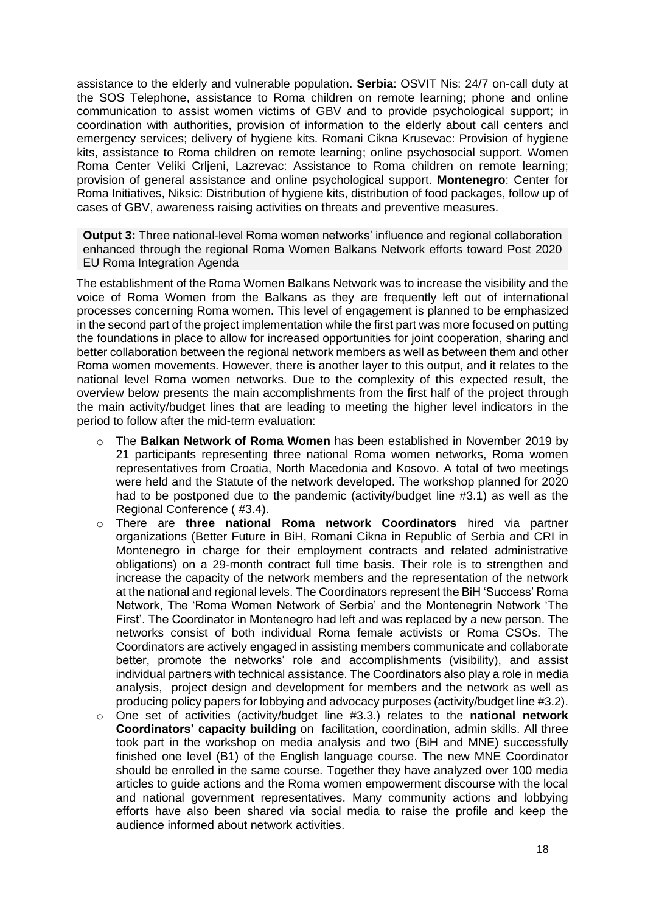assistance to the elderly and vulnerable population. **Serbia**: OSVIT Nis: 24/7 on-call duty at the SOS Telephone, assistance to Roma children on remote learning; phone and online communication to assist women victims of GBV and to provide psychological support; in coordination with authorities, provision of information to the elderly about call centers and emergency services; delivery of hygiene kits. Romani Cikna Krusevac: Provision of hygiene kits, assistance to Roma children on remote learning; online psychosocial support. Women Roma Center Veliki Crljeni, Lazrevac: Assistance to Roma children on remote learning; provision of general assistance and online psychological support. **Montenegro**: Center for Roma Initiatives, Niksic: Distribution of hygiene kits, distribution of food packages, follow up of cases of GBV, awareness raising activities on threats and preventive measures.

**Output 3:** Three national-level Roma women networks' influence and regional collaboration enhanced through the regional Roma Women Balkans Network efforts toward Post 2020 EU Roma Integration Agenda

The establishment of the Roma Women Balkans Network was to increase the visibility and the voice of Roma Women from the Balkans as they are frequently left out of international processes concerning Roma women. This level of engagement is planned to be emphasized in the second part of the project implementation while the first part was more focused on putting the foundations in place to allow for increased opportunities for joint cooperation, sharing and better collaboration between the regional network members as well as between them and other Roma women movements. However, there is another layer to this output, and it relates to the national level Roma women networks. Due to the complexity of this expected result, the overview below presents the main accomplishments from the first half of the project through the main activity/budget lines that are leading to meeting the higher level indicators in the period to follow after the mid-term evaluation:

- The **Balkan Network of Roma Women** has been established in November 2019 by 21 participants representing three national Roma women networks, Roma women representatives from Croatia, North Macedonia and Kosovo. A total of two meetings were held and the Statute of the network developed. The workshop planned for 2020 had to be postponed due to the pandemic (activity/budget line #3.1) as well as the Regional Conference ( #3.4).
- There are **three national Roma network Coordinators** hired via partner organizations (Better Future in BiH, Romani Cikna in Republic of Serbia and CRI in Montenegro in charge for their employment contracts and related administrative obligations) on a 29-month contract full time basis. Their role is to strengthen and increase the capacity of the network members and the representation of the network at the national and regional levels. The Coordinators represent the BiH 'Success' Roma Network, The 'Roma Women Network of Serbia' and the Montenegrin Network 'The First'. The Coordinator in Montenegro had left and was replaced by a new person. The networks consist of both individual Roma female activists or Roma CSOs. The Coordinators are actively engaged in assisting members communicate and collaborate better, promote the networks' role and accomplishments (visibility), and assist individual partners with technical assistance. The Coordinators also play a role in media analysis, project design and development for members and the network as well as producing policy papers for lobbying and advocacy purposes (activity/budget line #3.2).
- One set of activities (activity/budget line #3.3.) relates to the **national network Coordinators' capacity building** on facilitation, coordination, admin skills. All three took part in the workshop on media analysis and two (BiH and MNE) successfully finished one level (B1) of the English language course. The new MNE Coordinator should be enrolled in the same course. Together they have analyzed over 100 media articles to guide actions and the Roma women empowerment discourse with the local and national government representatives. Many community actions and lobbying efforts have also been shared via social media to raise the profile and keep the audience informed about network activities.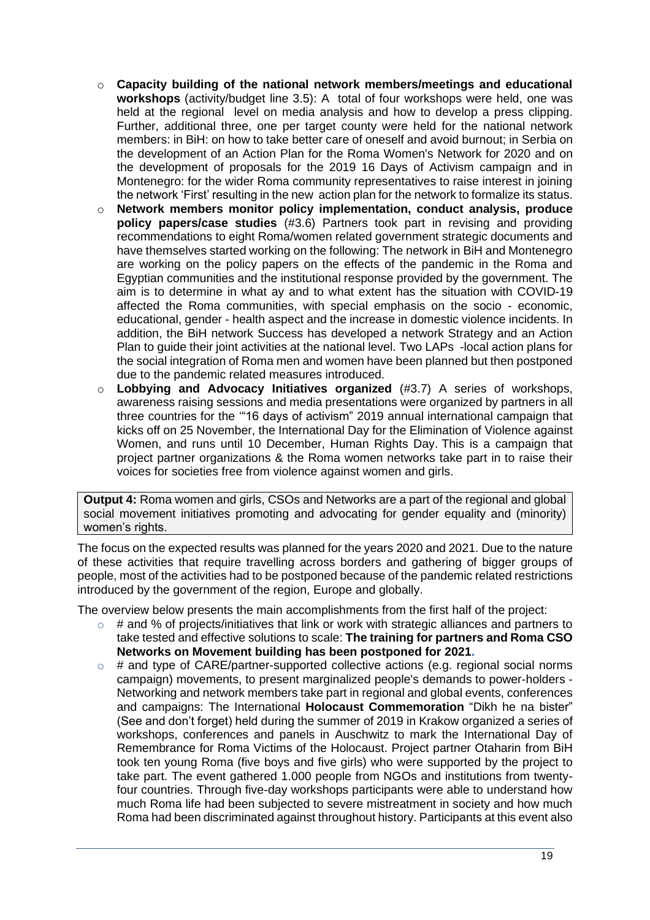- **Capacity building of the national network members/meetings and educational workshops** (activity/budget line 3.5): A total of four workshops were held, one was held at the regional level on media analysis and how to develop a press clipping. Further, additional three, one per target county were held for the national network members: in BiH: on how to take better care of oneself and avoid burnout; in Serbia on the development of an Action Plan for the Roma Women's Network for 2020 and on the development of proposals for the 2019 16 Days of Activism campaign and in Montenegro: for the wider Roma community representatives to raise interest in joining the network 'First' resulting in the new action plan for the network to formalize its status.
- **Network members monitor policy implementation, conduct analysis, produce policy papers/case studies** (#3.6) Partners took part in revising and providing recommendations to eight Roma/women related government strategic documents and have themselves started working on the following: The network in BiH and Montenegro are working on the policy papers on the effects of the pandemic in the Roma and Egyptian communities and the institutional response provided by the government. The aim is to determine in what ay and to what extent has the situation with COVID-19 affected the Roma communities, with special emphasis on the socio - economic, educational, gender - health aspect and the increase in domestic violence incidents. In addition, the BiH network Success has developed a network Strategy and an Action Plan to guide their joint activities at the national level. Two LAPs -local action plans for the social integration of Roma men and women have been planned but then postponed due to the pandemic related measures introduced.
- **Lobbying and Advocacy Initiatives organized** (#3.7) A series of workshops, awareness raising sessions and media presentations were organized by partners in all three countries for the '"16 days of activism" 2019 annual international campaign that kicks off on 25 November, the International Day for the Elimination of Violence against Women, and runs until 10 December, Human Rights Day. This is a campaign that project partner organizations & the Roma women networks take part in to raise their voices for societies free from violence against women and girls.

**Output 4:** Roma women and girls, CSOs and Networks are a part of the regional and global social movement initiatives promoting and advocating for gender equality and (minority) women's rights.

The focus on the expected results was planned for the years 2020 and 2021. Due to the nature of these activities that require travelling across borders and gathering of bigger groups of people, most of the activities had to be postponed because of the pandemic related restrictions introduced by the government of the region, Europe and globally.

The overview below presents the main accomplishments from the first half of the project:

- # and % of projects/initiatives that link or work with strategic alliances and partners to take tested and effective solutions to scale: **The training for partners and Roma CSO Networks on Movement building has been postponed for 2021.**
- # and type of CARE/partner-supported collective actions (e.g. regional social norms campaign) movements, to present marginalized people's demands to power-holders - Networking and network members take part in regional and global events, conferences and campaigns: The International **Holocaust Commemoration** "Dikh he na bister" (See and don't forget) held during the summer of 2019 in Krakow organized a series of workshops, conferences and panels in Auschwitz to mark the International Day of Remembrance for Roma Victims of the Holocaust. Project partner Otaharin from BiH took ten young Roma (five boys and five girls) who were supported by the project to take part. The event gathered 1.000 people from NGOs and institutions from twenty-four countries. Through five-day workshops participants were able to understand how much Roma life had been subjected to severe mistreatment in society and how much Roma had been discriminated against throughout history. Participants at this event also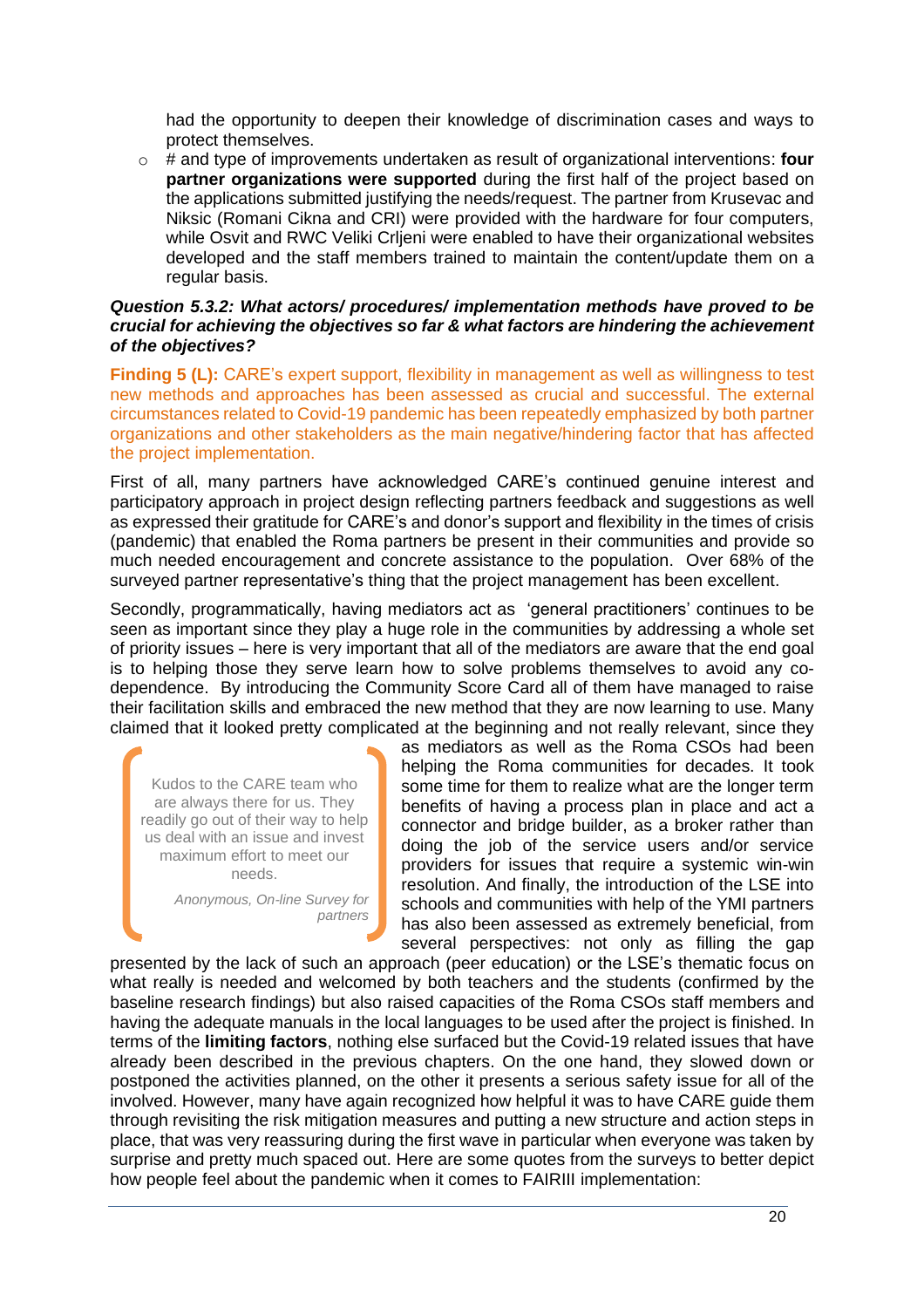had the opportunity to deepen their knowledge of discrimination cases and ways to protect themselves.

- # and type of improvements undertaken as result of organizational interventions: **four partner organizations were supported** during the first half of the project based on the applications submitted justifying the needs/request. The partner from Krusevac and Niksic (Romani Cikna and CRI) were provided with the hardware for four computers, while Osvit and RWC Veliki Crljeni were enabled to have their organizational websites developed and the staff members trained to maintain the content/update them on a regular basis.

***Question 5.3.2: What actors/ procedures/ implementation methods have proved to be crucial for achieving the objectives so far & what factors are hindering the achievement of the objectives?***

**Finding 5 (L):** CARE's expert support, flexibility in management as well as willingness to test new methods and approaches has been assessed as crucial and successful. The external circumstances related to Covid-19 pandemic has been repeatedly emphasized by both partner organizations and other stakeholders as the main negative/hindering factor that has affected the project implementation.

First of all, many partners have acknowledged CARE's continued genuine interest and participatory approach in project design reflecting partners feedback and suggestions as well as expressed their gratitude for CARE's and donor's support and flexibility in the times of crisis (pandemic) that enabled the Roma partners be present in their communities and provide so much needed encouragement and concrete assistance to the population. Over 68% of the surveyed partner representative's thing that the project management has been excellent.

Secondly, programmatically, having mediators act as 'general practitioners' continues to be seen as important since they play a huge role in the communities by addressing a whole set of priority issues – here is very important that all of the mediators are aware that the end goal is to helping those they serve learn how to solve problems themselves to avoid any co-dependence. By introducing the Community Score Card all of them have managed to raise their facilitation skills and embraced the new method that they are now learning to use. Many claimed that it looked pretty complicated at the beginning and not really relevant, since they as mediators as well as the Roma CSOs had been helping the Roma communities for decades. It took some time for them to realize what are the longer term benefits of having a process plan in place and act a connector and bridge builder, as a broker rather than doing the job of the service users and/or service providers for issues that require a systemic win-win resolution. And finally, the introduction of the LSE into schools and communities with help of the YMI partners has also been assessed as extremely beneficial, from several perspectives: not only as filling the gap presented by the lack of such an approach (peer education) or the LSE's thematic focus on what really is needed and welcomed by both teachers and the students (confirmed by the baseline research findings) but also raised capacities of the Roma CSOs staff members and having the adequate manuals in the local languages to be used after the project is finished. In terms of the **limiting factors**, nothing else surfaced but the Covid-19 related issues that have already been described in the previous chapters. On the one hand, they slowed down or postponed the activities planned, on the other it presents a serious safety issue for all of the involved. However, many have again recognized how helpful it was to have CARE guide them through revisiting the risk mitigation measures and putting a new structure and action steps in place, that was very reassuring during the first wave in particular when everyone was taken by surprise and pretty much spaced out. Here are some quotes from the surveys to better depict how people feel about the pandemic when it comes to FAIRIII implementation:

> Kudos to the CARE team who are always there for us. They readily go out of their way to help us deal with an issue and invest maximum effort to meet our needs.
>
> *Anonymous, On-line Survey for partners*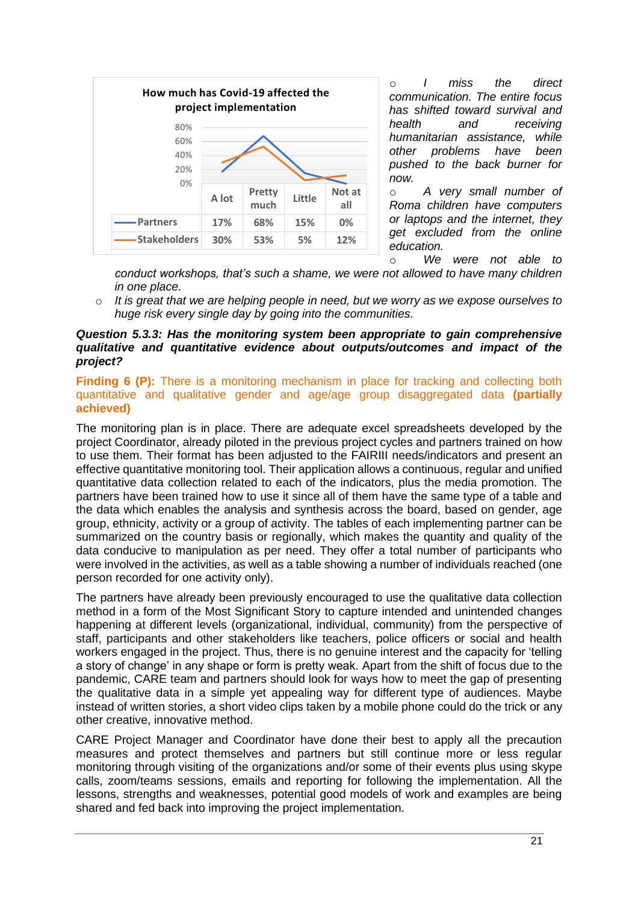**How much has Covid-19 affected the project implementation**

| | A lot | Pretty much | Little | Not at all |
|---|---|---|---|---|
| Partners | 17% | 68% | 15% | 0% |
| Stakeholders | 30% | 53% | 5% | 12% |

- *I miss the direct communication. The entire focus has shifted toward survival and health and receiving humanitarian assistance, while other problems have been pushed to the back burner for now.*
- *A very small number of Roma children have computers or laptops and the internet, they get excluded from the online education.*
- *We were not able to conduct workshops, that's such a shame, we were not allowed to have many children in one place.*
- *It is great that we are helping people in need, but we worry as we expose ourselves to huge risk every single day by going into the communities.*

***Question 5.3.3: Has the monitoring system been appropriate to gain comprehensive qualitative and quantitative evidence about outputs/outcomes and impact of the project?***

**Finding 6 (P):** There is a monitoring mechanism in place for tracking and collecting both quantitative and qualitative gender and age/age group disaggregated data **(partially achieved)**

The monitoring plan is in place. There are adequate excel spreadsheets developed by the project Coordinator, already piloted in the previous project cycles and partners trained on how to use them. Their format has been adjusted to the FAIRIII needs/indicators and present an effective quantitative monitoring tool. Their application allows a continuous, regular and unified quantitative data collection related to each of the indicators, plus the media promotion. The partners have been trained how to use it since all of them have the same type of a table and the data which enables the analysis and synthesis across the board, based on gender, age group, ethnicity, activity or a group of activity. The tables of each implementing partner can be summarized on the country basis or regionally, which makes the quantity and quality of the data conducive to manipulation as per need. They offer a total number of participants who were involved in the activities, as well as a table showing a number of individuals reached (one person recorded for one activity only).

The partners have already been previously encouraged to use the qualitative data collection method in a form of the Most Significant Story to capture intended and unintended changes happening at different levels (organizational, individual, community) from the perspective of staff, participants and other stakeholders like teachers, police officers or social and health workers engaged in the project. Thus, there is no genuine interest and the capacity for 'telling a story of change' in any shape or form is pretty weak. Apart from the shift of focus due to the pandemic, CARE team and partners should look for ways how to meet the gap of presenting the qualitative data in a simple yet appealing way for different type of audiences. Maybe instead of written stories, a short video clips taken by a mobile phone could do the trick or any other creative, innovative method.

CARE Project Manager and Coordinator have done their best to apply all the precaution measures and protect themselves and partners but still continue more or less regular monitoring through visiting of the organizations and/or some of their events plus using skype calls, zoom/teams sessions, emails and reporting for following the implementation. All the lessons, strengths and weaknesses, potential good models of work and examples are being shared and fed back into improving the project implementation.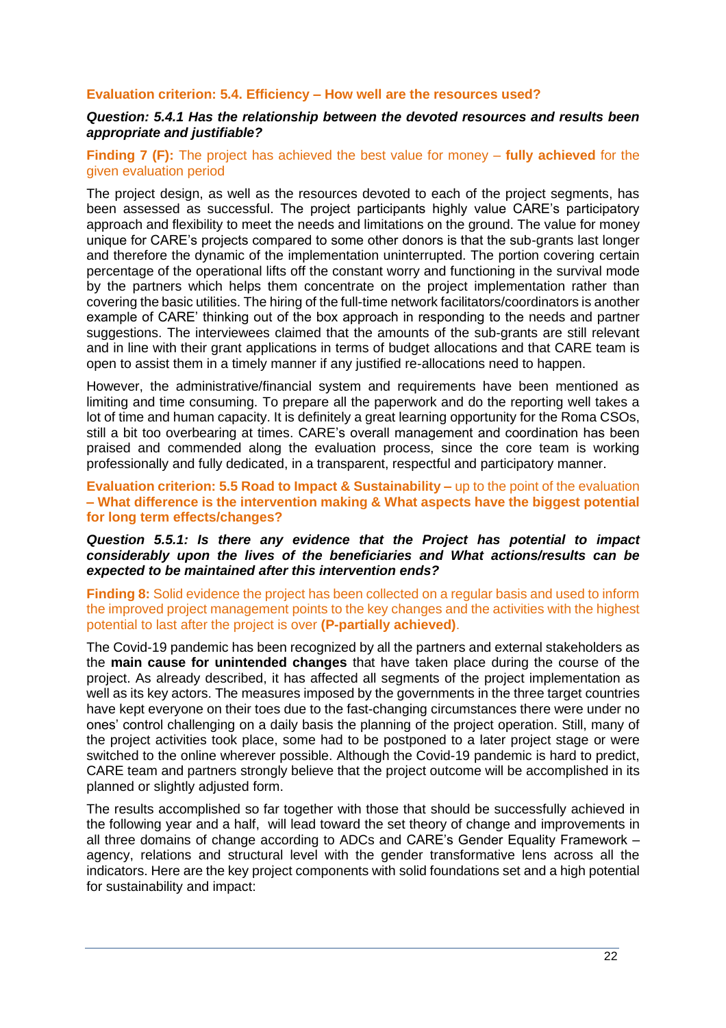**Evaluation criterion: 5.4. Efficiency – How well are the resources used?**

***Question: 5.4.1 Has the relationship between the devoted resources and results been appropriate and justifiable?***

**Finding 7 (F):** The project has achieved the best value for money – **fully achieved** for the given evaluation period

The project design, as well as the resources devoted to each of the project segments, has been assessed as successful. The project participants highly value CARE's participatory approach and flexibility to meet the needs and limitations on the ground. The value for money unique for CARE's projects compared to some other donors is that the sub-grants last longer and therefore the dynamic of the implementation uninterrupted. The portion covering certain percentage of the operational lifts off the constant worry and functioning in the survival mode by the partners which helps them concentrate on the project implementation rather than covering the basic utilities. The hiring of the full-time network facilitators/coordinators is another example of CARE' thinking out of the box approach in responding to the needs and partner suggestions. The interviewees claimed that the amounts of the sub-grants are still relevant and in line with their grant applications in terms of budget allocations and that CARE team is open to assist them in a timely manner if any justified re-allocations need to happen.

However, the administrative/financial system and requirements have been mentioned as limiting and time consuming. To prepare all the paperwork and do the reporting well takes a lot of time and human capacity. It is definitely a great learning opportunity for the Roma CSOs, still a bit too overbearing at times. CARE's overall management and coordination has been praised and commended along the evaluation process, since the core team is working professionally and fully dedicated, in a transparent, respectful and participatory manner.

**Evaluation criterion: 5.5 Road to Impact & Sustainability –** up to the point of the evaluation **– What difference is the intervention making & What aspects have the biggest potential for long term effects/changes?**

***Question 5.5.1: Is there any evidence that the Project has potential to impact considerably upon the lives of the beneficiaries and What actions/results can be expected to be maintained after this intervention ends?***

**Finding 8:** Solid evidence the project has been collected on a regular basis and used to inform the improved project management points to the key changes and the activities with the highest potential to last after the project is over **(P-partially achieved)**.

The Covid-19 pandemic has been recognized by all the partners and external stakeholders as the **main cause for unintended changes** that have taken place during the course of the project. As already described, it has affected all segments of the project implementation as well as its key actors. The measures imposed by the governments in the three target countries have kept everyone on their toes due to the fast-changing circumstances there were under no ones' control challenging on a daily basis the planning of the project operation. Still, many of the project activities took place, some had to be postponed to a later project stage or were switched to the online wherever possible. Although the Covid-19 pandemic is hard to predict, CARE team and partners strongly believe that the project outcome will be accomplished in its planned or slightly adjusted form.

The results accomplished so far together with those that should be successfully achieved in the following year and a half, will lead toward the set theory of change and improvements in all three domains of change according to ADCs and CARE's Gender Equality Framework – agency, relations and structural level with the gender transformative lens across all the indicators. Here are the key project components with solid foundations set and a high potential for sustainability and impact: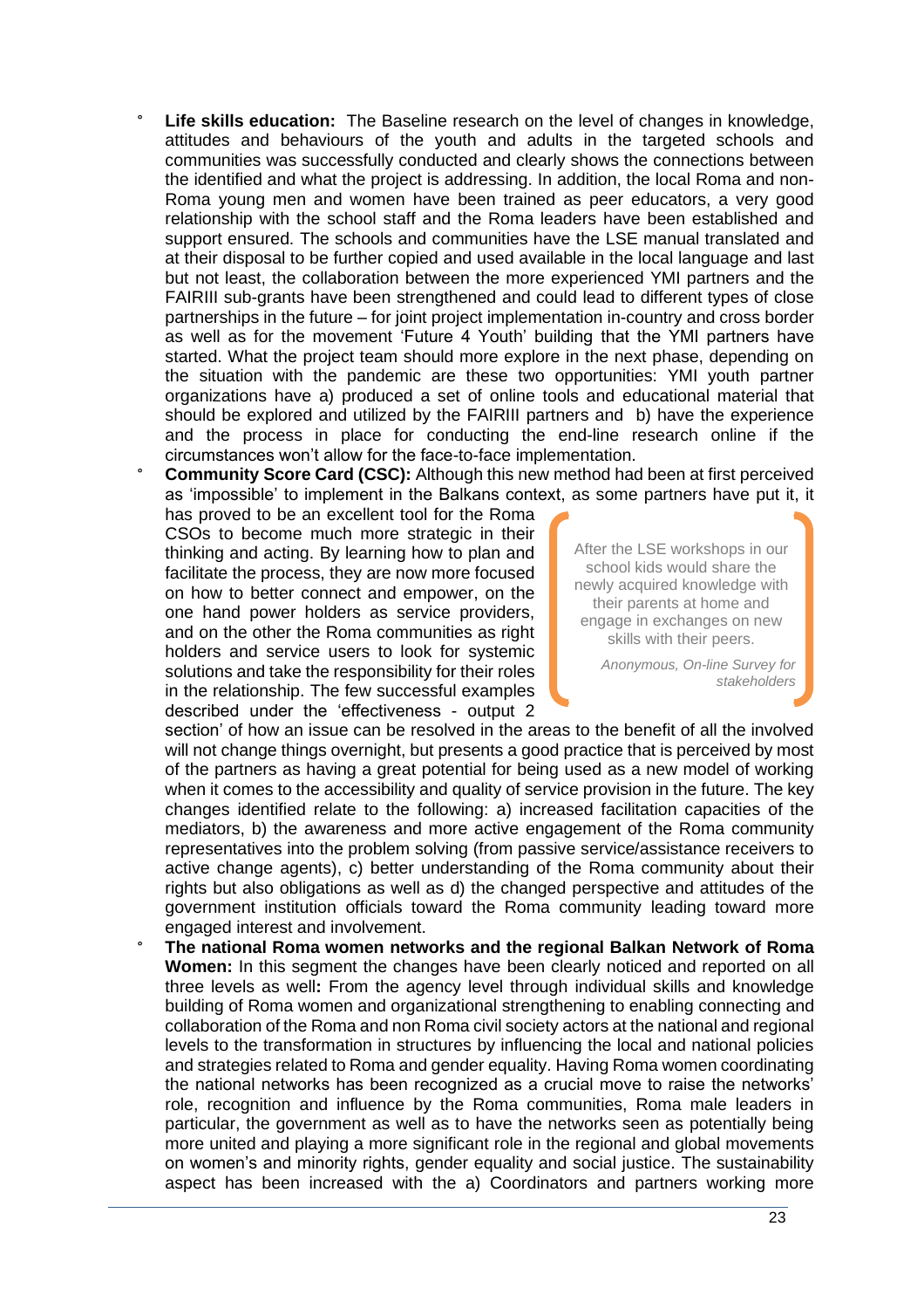- **Life skills education:** The Baseline research on the level of changes in knowledge, attitudes and behaviours of the youth and adults in the targeted schools and communities was successfully conducted and clearly shows the connections between the identified and what the project is addressing. In addition, the local Roma and non-Roma young men and women have been trained as peer educators, a very good relationship with the school staff and the Roma leaders have been established and support ensured. The schools and communities have the LSE manual translated and at their disposal to be further copied and used available in the local language and last but not least, the collaboration between the more experienced YMI partners and the FAIRIII sub-grants have been strengthened and could lead to different types of close partnerships in the future – for joint project implementation in-country and cross border as well as for the movement 'Future 4 Youth' building that the YMI partners have started. What the project team should more explore in the next phase, depending on the situation with the pandemic are these two opportunities: YMI youth partner organizations have a) produced a set of online tools and educational material that should be explored and utilized by the FAIRIII partners and b) have the experience and the process in place for conducting the end-line research online if the circumstances won't allow for the face-to-face implementation.
- **Community Score Card (CSC):** Although this new method had been at first perceived as 'impossible' to implement in the Balkans context, as some partners have put it, it has proved to be an excellent tool for the Roma CSOs to become much more strategic in their thinking and acting. By learning how to plan and facilitate the process, they are now more focused on how to better connect and empower, on the one hand power holders as service providers, and on the other the Roma communities as right holders and service users to look for systemic solutions and take the responsibility for their roles in the relationship. The few successful examples described under the 'effectiveness - output 2 section' of how an issue can be resolved in the areas to the benefit of all the involved will not change things overnight, but presents a good practice that is perceived by most of the partners as having a great potential for being used as a new model of working when it comes to the accessibility and quality of service provision in the future. The key changes identified relate to the following: a) increased facilitation capacities of the mediators, b) the awareness and more active engagement of the Roma community representatives into the problem solving (from passive service/assistance receivers to active change agents), c) better understanding of the Roma community about their rights but also obligations as well as d) the changed perspective and attitudes of the government institution officials toward the Roma community leading toward more engaged interest and involvement.

> After the LSE workshops in our school kids would share the newly acquired knowledge with their parents at home and engage in exchanges on new skills with their peers.
>
> *Anonymous, On-line Survey for stakeholders*

- **The national Roma women networks and the regional Balkan Network of Roma Women:** In this segment the changes have been clearly noticed and reported on all three levels as well**:** From the agency level through individual skills and knowledge building of Roma women and organizational strengthening to enabling connecting and collaboration of the Roma and non Roma civil society actors at the national and regional levels to the transformation in structures by influencing the local and national policies and strategies related to Roma and gender equality. Having Roma women coordinating the national networks has been recognized as a crucial move to raise the networks' role, recognition and influence by the Roma communities, Roma male leaders in particular, the government as well as to have the networks seen as potentially being more united and playing a more significant role in the regional and global movements on women's and minority rights, gender equality and social justice. The sustainability aspect has been increased with the a) Coordinators and partners working more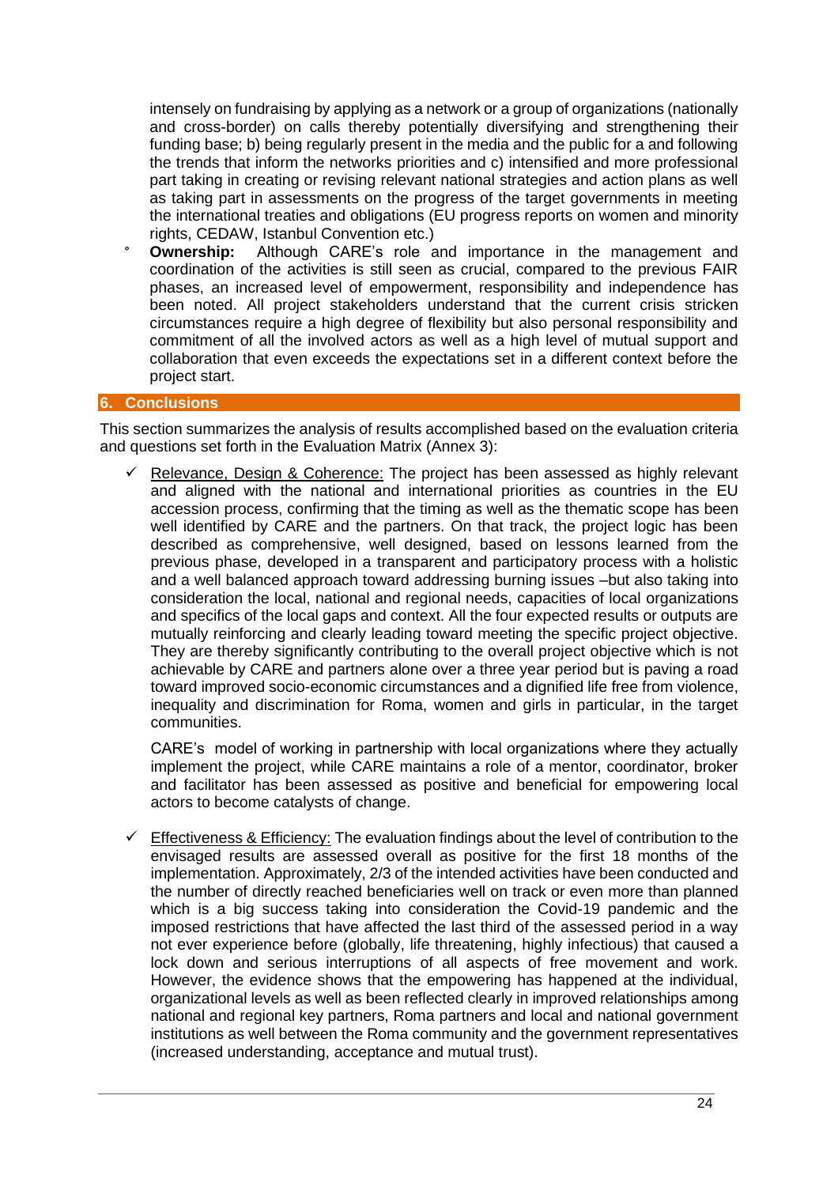intensely on fundraising by applying as a network or a group of organizations (nationally and cross-border) on calls thereby potentially diversifying and strengthening their funding base; b) being regularly present in the media and the public for a and following the trends that inform the networks priorities and c) intensified and more professional part taking in creating or revising relevant national strategies and action plans as well as taking part in assessments on the progress of the target governments in meeting the international treaties and obligations (EU progress reports on women and minority rights, CEDAW, Istanbul Convention etc.)

- **Ownership:** Although CARE's role and importance in the management and coordination of the activities is still seen as crucial, compared to the previous FAIR phases, an increased level of empowerment, responsibility and independence has been noted. All project stakeholders understand that the current crisis stricken circumstances require a high degree of flexibility but also personal responsibility and commitment of all the involved actors as well as a high level of mutual support and collaboration that even exceeds the expectations set in a different context before the project start.

## 6. Conclusions

This section summarizes the analysis of results accomplished based on the evaluation criteria and questions set forth in the Evaluation Matrix (Annex 3):

- ✓ Relevance, Design & Coherence: The project has been assessed as highly relevant and aligned with the national and international priorities as countries in the EU accession process, confirming that the timing as well as the thematic scope has been well identified by CARE and the partners. On that track, the project logic has been described as comprehensive, well designed, based on lessons learned from the previous phase, developed in a transparent and participatory process with a holistic and a well balanced approach toward addressing burning issues –but also taking into consideration the local, national and regional needs, capacities of local organizations and specifics of the local gaps and context. All the four expected results or outputs are mutually reinforcing and clearly leading toward meeting the specific project objective. They are thereby significantly contributing to the overall project objective which is not achievable by CARE and partners alone over a three year period but is paving a road toward improved socio-economic circumstances and a dignified life free from violence, inequality and discrimination for Roma, women and girls in particular, in the target communities.

  CARE's model of working in partnership with local organizations where they actually implement the project, while CARE maintains a role of a mentor, coordinator, broker and facilitator has been assessed as positive and beneficial for empowering local actors to become catalysts of change.

- ✓ Effectiveness & Efficiency: The evaluation findings about the level of contribution to the envisaged results are assessed overall as positive for the first 18 months of the implementation. Approximately, 2/3 of the intended activities have been conducted and the number of directly reached beneficiaries well on track or even more than planned which is a big success taking into consideration the Covid-19 pandemic and the imposed restrictions that have affected the last third of the assessed period in a way not ever experience before (globally, life threatening, highly infectious) that caused a lock down and serious interruptions of all aspects of free movement and work. However, the evidence shows that the empowering has happened at the individual, organizational levels as well as been reflected clearly in improved relationships among national and regional key partners, Roma partners and local and national government institutions as well between the Roma community and the government representatives (increased understanding, acceptance and mutual trust).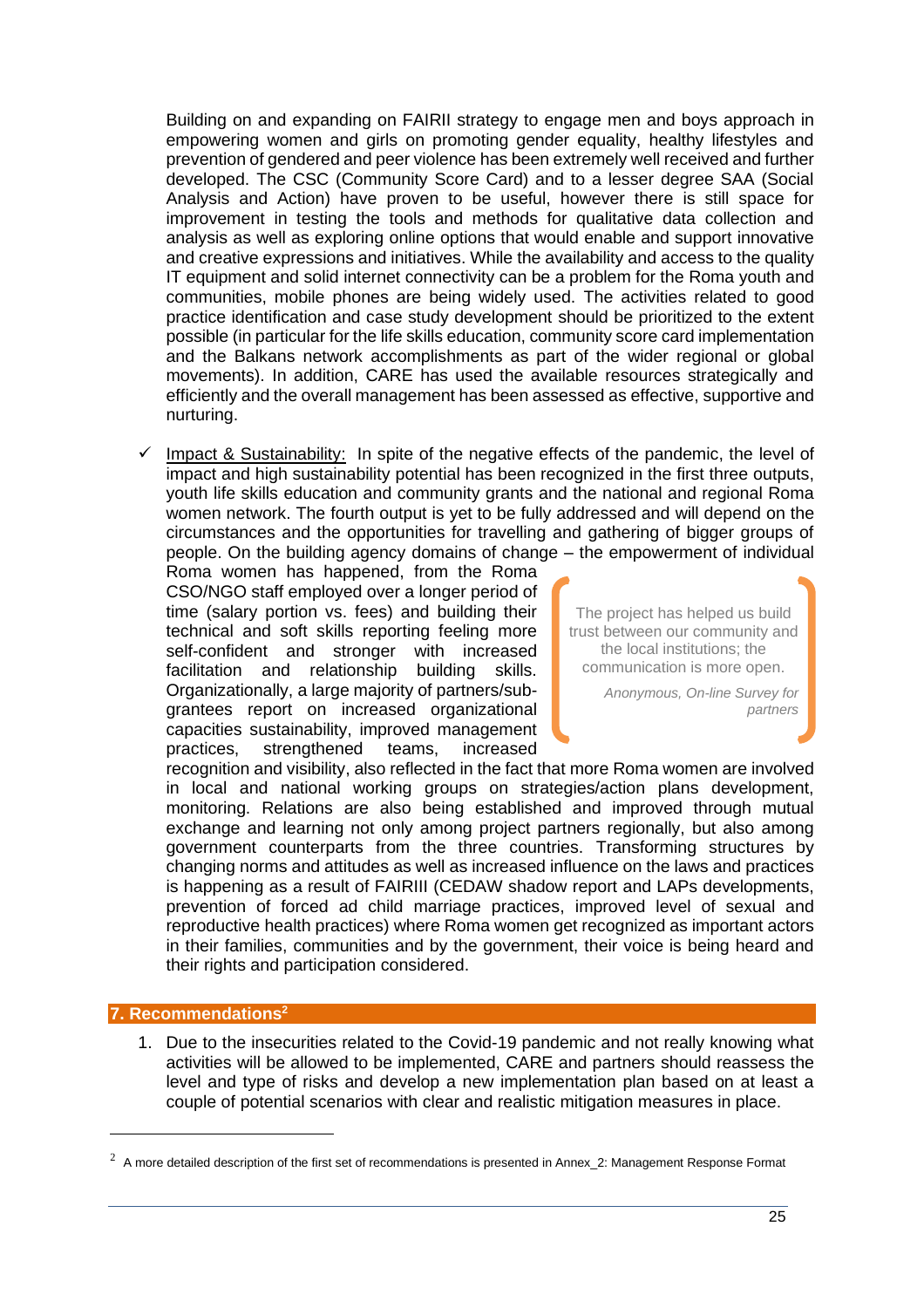Building on and expanding on FAIRII strategy to engage men and boys approach in empowering women and girls on promoting gender equality, healthy lifestyles and prevention of gendered and peer violence has been extremely well received and further developed. The CSC (Community Score Card) and to a lesser degree SAA (Social Analysis and Action) have proven to be useful, however there is still space for improvement in testing the tools and methods for qualitative data collection and analysis as well as exploring online options that would enable and support innovative and creative expressions and initiatives. While the availability and access to the quality IT equipment and solid internet connectivity can be a problem for the Roma youth and communities, mobile phones are being widely used. The activities related to good practice identification and case study development should be prioritized to the extent possible (in particular for the life skills education, community score card implementation and the Balkans network accomplishments as part of the wider regional or global movements). In addition, CARE has used the available resources strategically and efficiently and the overall management has been assessed as effective, supportive and nurturing.

- ✓ Impact & Sustainability: In spite of the negative effects of the pandemic, the level of impact and high sustainability potential has been recognized in the first three outputs, youth life skills education and community grants and the national and regional Roma women network. The fourth output is yet to be fully addressed and will depend on the circumstances and the opportunities for travelling and gathering of bigger groups of people. On the building agency domains of change – the empowerment of individual Roma women has happened, from the Roma CSO/NGO staff employed over a longer period of time (salary portion vs. fees) and building their technical and soft skills reporting feeling more self-confident and stronger with increased facilitation and relationship building skills. Organizationally, a large majority of partners/sub-grantees report on increased organizational capacities sustainability, improved management practices, strengthened teams, increased recognition and visibility, also reflected in the fact that more Roma women are involved in local and national working groups on strategies/action plans development, monitoring. Relations are also being established and improved through mutual exchange and learning not only among project partners regionally, but also among government counterparts from the three countries. Transforming structures by changing norms and attitudes as well as increased influence on the laws and practices is happening as a result of FAIRIII (CEDAW shadow report and LAPs developments, prevention of forced ad child marriage practices, improved level of sexual and reproductive health practices) where Roma women get recognized as important actors in their families, communities and by the government, their voice is being heard and their rights and participation considered.

> The project has helped us build trust between our community and the local institutions; the communication is more open.
>
> *Anonymous, On-line Survey for partners*

## 7. Recommendations[2]

1. Due to the insecurities related to the Covid-19 pandemic and not really knowing what activities will be allowed to be implemented, CARE and partners should reassess the level and type of risks and develop a new implementation plan based on at least a couple of potential scenarios with clear and realistic mitigation measures in place.

[2] A more detailed description of the first set of recommendations is presented in Annex_2: Management Response Format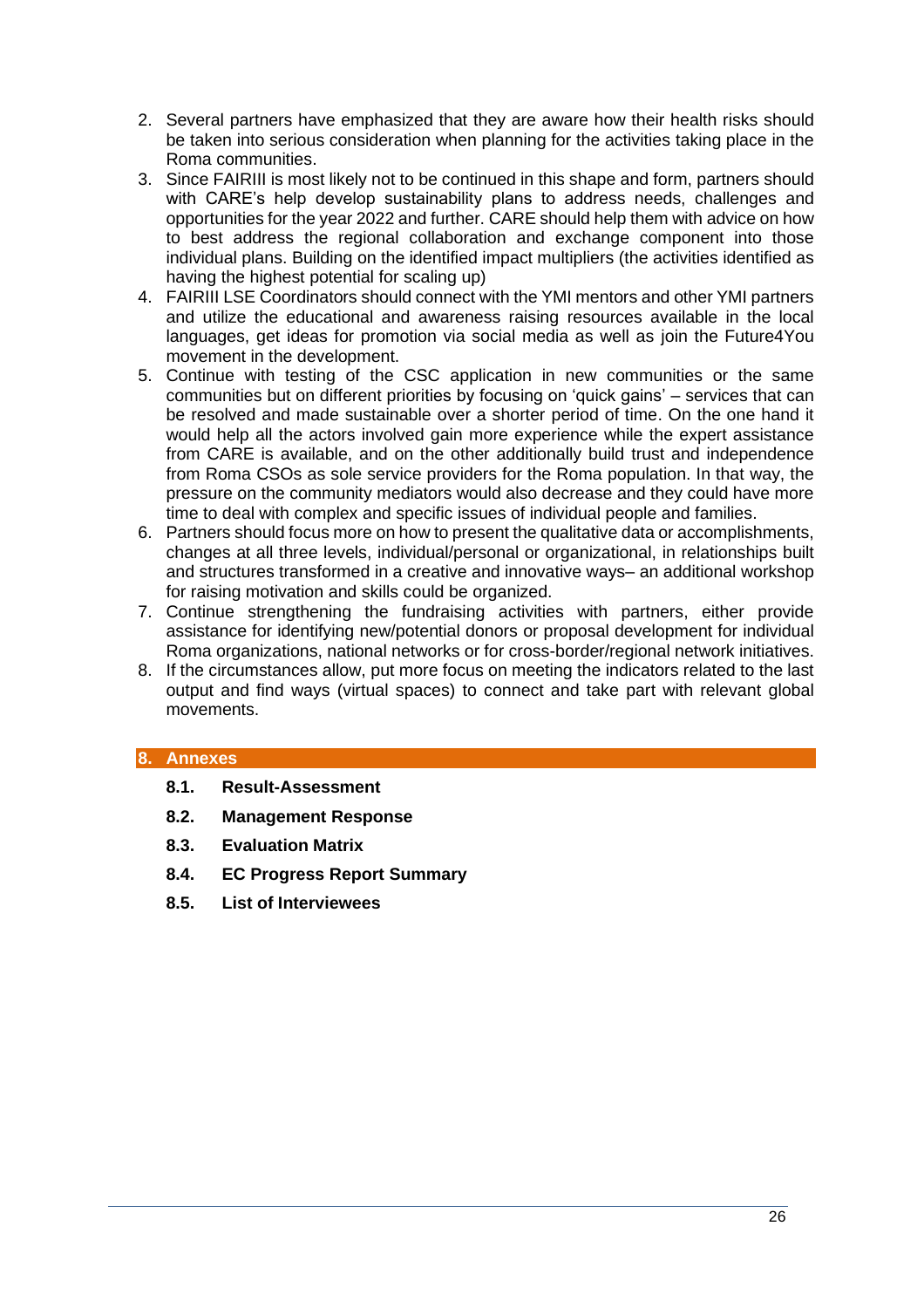2. Several partners have emphasized that they are aware how their health risks should be taken into serious consideration when planning for the activities taking place in the Roma communities.
3. Since FAIRIII is most likely not to be continued in this shape and form, partners should with CARE's help develop sustainability plans to address needs, challenges and opportunities for the year 2022 and further. CARE should help them with advice on how to best address the regional collaboration and exchange component into those individual plans. Building on the identified impact multipliers (the activities identified as having the highest potential for scaling up)
4. FAIRIII LSE Coordinators should connect with the YMI mentors and other YMI partners and utilize the educational and awareness raising resources available in the local languages, get ideas for promotion via social media as well as join the Future4You movement in the development.
5. Continue with testing of the CSC application in new communities or the same communities but on different priorities by focusing on 'quick gains' – services that can be resolved and made sustainable over a shorter period of time. On the one hand it would help all the actors involved gain more experience while the expert assistance from CARE is available, and on the other additionally build trust and independence from Roma CSOs as sole service providers for the Roma population. In that way, the pressure on the community mediators would also decrease and they could have more time to deal with complex and specific issues of individual people and families.
6. Partners should focus more on how to present the qualitative data or accomplishments, changes at all three levels, individual/personal or organizational, in relationships built and structures transformed in a creative and innovative ways– an additional workshop for raising motivation and skills could be organized.
7. Continue strengthening the fundraising activities with partners, either provide assistance for identifying new/potential donors or proposal development for individual Roma organizations, national networks or for cross-border/regional network initiatives.
8. If the circumstances allow, put more focus on meeting the indicators related to the last output and find ways (virtual spaces) to connect and take part with relevant global movements.

## 8. Annexes

### 8.1. Result-Assessment

### 8.2. Management Response

### 8.3. Evaluation Matrix

### 8.4. EC Progress Report Summary

### 8.5. List of Interviewees